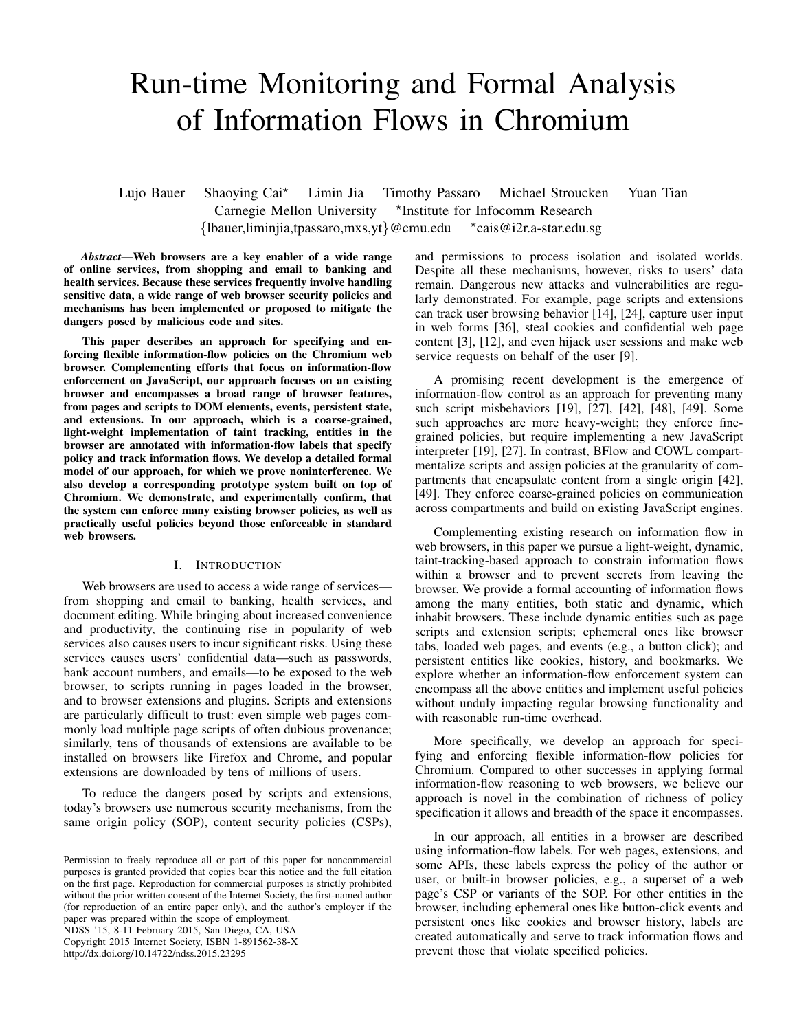# Run-time Monitoring and Formal Analysis of Information Flows in Chromium

Lujo Bauer Shaoying Cai[⋆] Limin Jia Timothy Passaro Michael Stroucken Yuan Tian

Carnegie Mellon University [⋆]Institute for Infocomm Research

{lbauer,liminjia,tpassaro,mxs,yt}@cmu.edu [⋆]cais@i2r.a-star.edu.sg

***Abstract*—Web browsers are a key enabler of a wide range of online services, from shopping and email to banking and health services. Because these services frequently involve handling sensitive data, a wide range of web browser security policies and mechanisms has been implemented or proposed to mitigate the dangers posed by malicious code and sites.**

**This paper describes an approach for specifying and enforcing flexible information-flow policies on the Chromium web browser. Complementing efforts that focus on information-flow enforcement on JavaScript, our approach focuses on an existing browser and encompasses a broad range of browser features, from pages and scripts to DOM elements, events, persistent state, and extensions. In our approach, which is a coarse-grained, light-weight implementation of taint tracking, entities in the browser are annotated with information-flow labels that specify policy and track information flows. We develop a detailed formal model of our approach, for which we prove noninterference. We also develop a corresponding prototype system built on top of Chromium. We demonstrate, and experimentally confirm, that the system can enforce many existing browser policies, as well as practically useful policies beyond those enforceable in standard web browsers.**

## I. Introduction

Web browsers are used to access a wide range of services—from shopping and email to banking, health services, and document editing. While bringing about increased convenience and productivity, the continuing rise in popularity of web services also causes users to incur significant risks. Using these services causes users' confidential data—such as passwords, bank account numbers, and emails—to be exposed to the web browser, to scripts running in pages loaded in the browser, and to browser extensions and plugins. Scripts and extensions are particularly difficult to trust: even simple web pages commonly load multiple page scripts of often dubious provenance; similarly, tens of thousands of extensions are available to be installed on browsers like Firefox and Chrome, and popular extensions are downloaded by tens of millions of users.

To reduce the dangers posed by scripts and extensions, today's browsers use numerous security mechanisms, from the same origin policy (SOP), content security policies (CSPs), and permissions to process isolation and isolated worlds. Despite all these mechanisms, however, risks to users' data remain. Dangerous new attacks and vulnerabilities are regularly demonstrated. For example, page scripts and extensions can track user browsing behavior [14], [24], capture user input in web forms [36], steal cookies and confidential web page content [3], [12], and even hijack user sessions and make web service requests on behalf of the user [9].

A promising recent development is the emergence of information-flow control as an approach for preventing many such script misbehaviors [19], [27], [42], [48], [49]. Some such approaches are more heavy-weight; they enforce fine-grained policies, but require implementing a new JavaScript interpreter [19], [27]. In contrast, BFlow and COWL compartmentalize scripts and assign policies at the granularity of compartments that encapsulate content from a single origin [42], [49]. They enforce coarse-grained policies on communication across compartments and build on existing JavaScript engines.

Complementing existing research on information flow in web browsers, in this paper we pursue a light-weight, dynamic, taint-tracking-based approach to constrain information flows within a browser and to prevent secrets from leaving the browser. We provide a formal accounting of information flows among the many entities, both static and dynamic, which inhabit browsers. These include dynamic entities such as page scripts and extension scripts; ephemeral ones like browser tabs, loaded web pages, and events (e.g., a button click); and persistent entities like cookies, history, and bookmarks. We explore whether an information-flow enforcement system can encompass all the above entities and implement useful policies without unduly impacting regular browsing functionality and with reasonable run-time overhead.

More specifically, we develop an approach for specifying and enforcing flexible information-flow policies for Chromium. Compared to other successes in applying formal information-flow reasoning to web browsers, we believe our approach is novel in the combination of richness of policy specification it allows and breadth of the space it encompasses.

In our approach, all entities in a browser are described using information-flow labels. For web pages, extensions, and some APIs, these labels express the policy of the author or user, or built-in browser policies, e.g., a superset of a web page's CSP or variants of the SOP. For other entities in the browser, including ephemeral ones like button-click events and persistent ones like cookies and browser history, labels are created automatically and serve to track information flows and prevent those that violate specified policies.

Permission to freely reproduce all or part of this paper for noncommercial purposes is granted provided that copies bear this notice and the full citation on the first page. Reproduction for commercial purposes is strictly prohibited without the prior written consent of the Internet Society, the first-named author (for reproduction of an entire paper only), and the author's employer if the paper was prepared within the scope of employment.
NDSS '15, 8-11 February 2015, San Diego, CA, USA
Copyright 2015 Internet Society, ISBN 1-891562-38-X
http://dx.doi.org/10.14722/ndss.2015.23295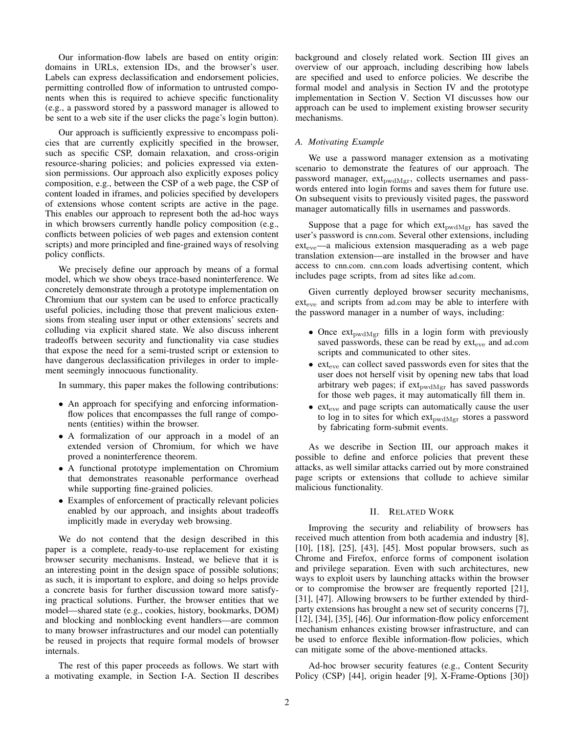Our information-flow labels are based on entity origin: domains in URLs, extension IDs, and the browser's user. Labels can express declassification and endorsement policies, permitting controlled flow of information to untrusted components when this is required to achieve specific functionality (e.g., a password stored by a password manager is allowed to be sent to a web site if the user clicks the page's login button).

Our approach is sufficiently expressive to encompass policies that are currently explicitly specified in the browser, such as specific CSP, domain relaxation, and cross-origin resource-sharing policies; and policies expressed via extension permissions. Our approach also explicitly exposes policy composition, e.g., between the CSP of a web page, the CSP of content loaded in iframes, and policies specified by developers of extensions whose content scripts are active in the page. This enables our approach to represent both the ad-hoc ways in which browsers currently handle policy composition (e.g., conflicts between policies of web pages and extension content scripts) and more principled and fine-grained ways of resolving policy conflicts.

We precisely define our approach by means of a formal model, which we show obeys trace-based noninterference. We concretely demonstrate through a prototype implementation on Chromium that our system can be used to enforce practically useful policies, including those that prevent malicious extensions from stealing user input or other extensions' secrets and colluding via explicit shared state. We also discuss inherent tradeoffs between security and functionality via case studies that expose the need for a semi-trusted script or extension to have dangerous declassification privileges in order to implement seemingly innocuous functionality.

In summary, this paper makes the following contributions:

- An approach for specifying and enforcing information-flow polices that encompasses the full range of components (entities) within the browser.
- A formalization of our approach in a model of an extended version of Chromium, for which we have proved a noninterference theorem.
- A functional prototype implementation on Chromium that demonstrates reasonable performance overhead while supporting fine-grained policies.
- Examples of enforcement of practically relevant policies enabled by our approach, and insights about tradeoffs implicitly made in everyday web browsing.

We do not contend that the design described in this paper is a complete, ready-to-use replacement for existing browser security mechanisms. Instead, we believe that it is an interesting point in the design space of possible solutions; as such, it is important to explore, and doing so helps provide a concrete basis for further discussion toward more satisfying practical solutions. Further, the browser entities that we model—shared state (e.g., cookies, history, bookmarks, DOM) and blocking and nonblocking event handlers—are common to many browser infrastructures and our model can potentially be reused in projects that require formal models of browser internals.

The rest of this paper proceeds as follows. We start with a motivating example, in Section I-A. Section II describes background and closely related work. Section III gives an overview of our approach, including describing how labels are specified and used to enforce policies. We describe the formal model and analysis in Section IV and the prototype implementation in Section V. Section VI discusses how our approach can be used to implement existing browser security mechanisms.

### *A. Motivating Example*

We use a password manager extension as a motivating scenario to demonstrate the features of our approach. The password manager, $\text{ext}_{\text{pwdMgr}}$, collects usernames and passwords entered into login forms and saves them for future use. On subsequent visits to previously visited pages, the password manager automatically fills in usernames and passwords.

Suppose that a page for which $\text{ext}_{\text{pwdMgr}}$ has saved the user's password is cnn.com. Several other extensions, including $\text{ext}_{\text{eve}}$—a malicious extension masquerading as a web page translation extension—are installed in the browser and have access to cnn.com. cnn.com loads advertising content, which includes page scripts, from ad sites like ad.com.

Given currently deployed browser security mechanisms, $\text{ext}_{\text{eve}}$ and scripts from ad.com may be able to interfere with the password manager in a number of ways, including:

- Once $\text{ext}_{\text{pwdMgr}}$ fills in a login form with previously saved passwords, these can be read by $\text{ext}_{\text{eve}}$ and ad.com scripts and communicated to other sites.
- $\text{ext}_{\text{eve}}$ can collect saved passwords even for sites that the user does not herself visit by opening new tabs that load arbitrary web pages; if $\text{ext}_{\text{pwdMgr}}$ has saved passwords for those web pages, it may automatically fill them in.
- $\text{ext}_{\text{eve}}$ and page scripts can automatically cause the user to log in to sites for which $\text{ext}_{\text{pwdMgr}}$ stores a password by fabricating form-submit events.

As we describe in Section III, our approach makes it possible to define and enforce policies that prevent these attacks, as well similar attacks carried out by more constrained page scripts or extensions that collude to achieve similar malicious functionality.

## II. Related Work

Improving the security and reliability of browsers has received much attention from both academia and industry [8], [10], [18], [25], [43], [45]. Most popular browsers, such as Chrome and Firefox, enforce forms of component isolation and privilege separation. Even with such architectures, new ways to exploit users by launching attacks within the browser or to compromise the browser are frequently reported [21], [31], [47]. Allowing browsers to be further extended by third-party extensions has brought a new set of security concerns [7], [12], [34], [35], [46]. Our information-flow policy enforcement mechanism enhances existing browser infrastructure, and can be used to enforce flexible information-flow policies, which can mitigate some of the above-mentioned attacks.

Ad-hoc browser security features (e.g., Content Security Policy (CSP) [44], origin header [9], X-Frame-Options [30])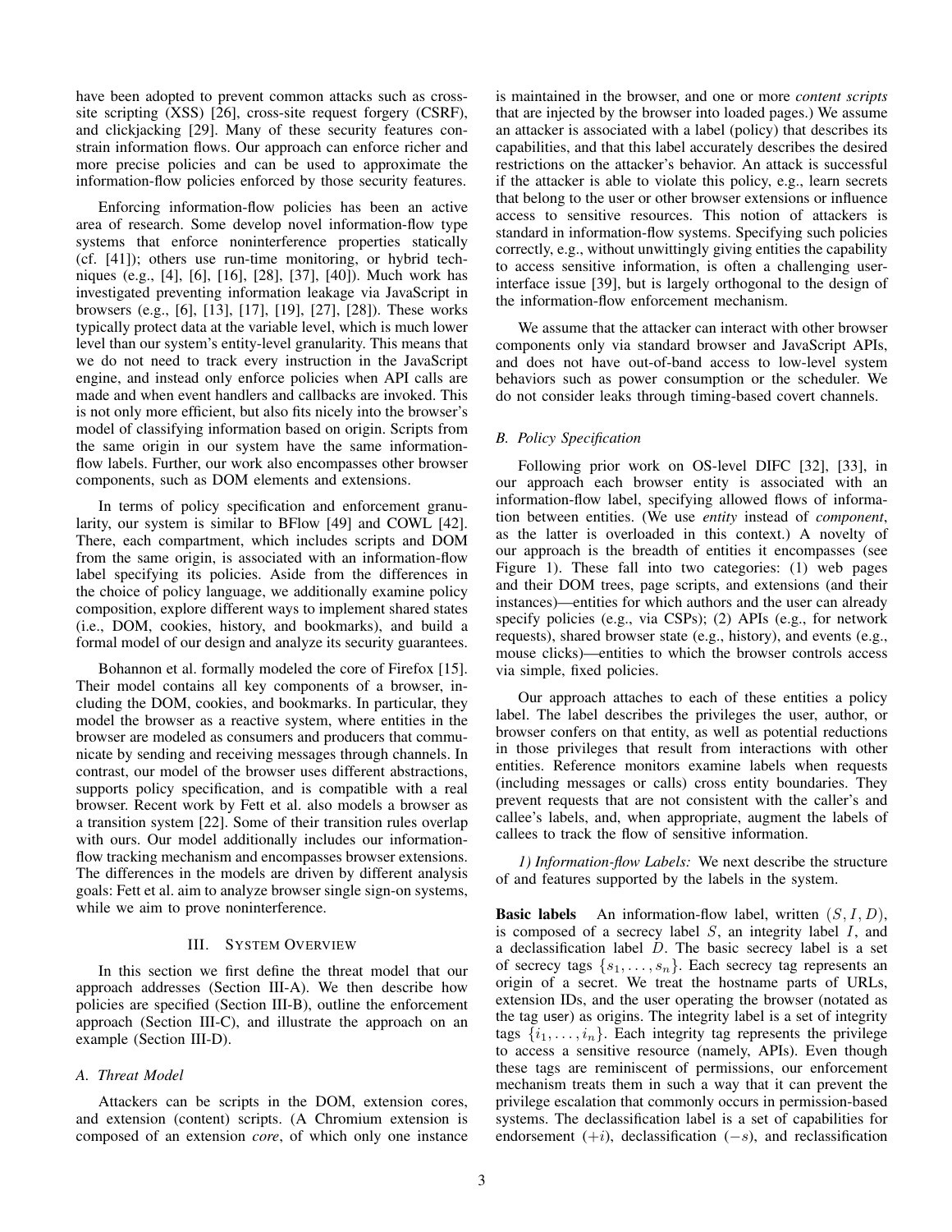have been adopted to prevent common attacks such as cross-site scripting (XSS) [26], cross-site request forgery (CSRF), and clickjacking [29]. Many of these security features constrain information flows. Our approach can enforce richer and more precise policies and can be used to approximate the information-flow policies enforced by those security features.

Enforcing information-flow policies has been an active area of research. Some develop novel information-flow type systems that enforce noninterference properties statically (cf. [41]); others use run-time monitoring, or hybrid techniques (e.g., [4], [6], [16], [28], [37], [40]). Much work has investigated preventing information leakage via JavaScript in browsers (e.g., [6], [13], [17], [19], [27], [28]). These works typically protect data at the variable level, which is much lower level than our system's entity-level granularity. This means that we do not need to track every instruction in the JavaScript engine, and instead only enforce policies when API calls are made and when event handlers and callbacks are invoked. This is not only more efficient, but also fits nicely into the browser's model of classifying information based on origin. Scripts from the same origin in our system have the same information-flow labels. Further, our work also encompasses other browser components, such as DOM elements and extensions.

In terms of policy specification and enforcement granularity, our system is similar to BFlow [49] and COWL [42]. There, each compartment, which includes scripts and DOM from the same origin, is associated with an information-flow label specifying its policies. Aside from the differences in the choice of policy language, we additionally examine policy composition, explore different ways to implement shared states (i.e., DOM, cookies, history, and bookmarks), and build a formal model of our design and analyze its security guarantees.

Bohannon et al. formally modeled the core of Firefox [15]. Their model contains all key components of a browser, including the DOM, cookies, and bookmarks. In particular, they model the browser as a reactive system, where entities in the browser are modeled as consumers and producers that communicate by sending and receiving messages through channels. In contrast, our model of the browser uses different abstractions, supports policy specification, and is compatible with a real browser. Recent work by Fett et al. also models a browser as a transition system [22]. Some of their transition rules overlap with ours. Our model additionally includes our information-flow tracking mechanism and encompasses browser extensions. The differences in the models are driven by different analysis goals: Fett et al. aim to analyze browser single sign-on systems, while we aim to prove noninterference.

## III. System Overview

In this section we first define the threat model that our approach addresses (Section III-A). We then describe how policies are specified (Section III-B), outline the enforcement approach (Section III-C), and illustrate the approach on an example (Section III-D).

### A. Threat Model

Attackers can be scripts in the DOM, extension cores, and extension (content) scripts. (A Chromium extension is composed of an extension *core*, of which only one instance is maintained in the browser, and one or more *content scripts* that are injected by the browser into loaded pages.) We assume an attacker is associated with a label (policy) that describes its capabilities, and that this label accurately describes the desired restrictions on the attacker's behavior. An attack is successful if the attacker is able to violate this policy, e.g., learn secrets that belong to the user or other browser extensions or influence access to sensitive resources. This notion of attackers is standard in information-flow systems. Specifying such policies correctly, e.g., without unwittingly giving entities the capability to access sensitive information, is often a challenging user-interface issue [39], but is largely orthogonal to the design of the information-flow enforcement mechanism.

We assume that the attacker can interact with other browser components only via standard browser and JavaScript APIs, and does not have out-of-band access to low-level system behaviors such as power consumption or the scheduler. We do not consider leaks through timing-based covert channels.

### B. Policy Specification

Following prior work on OS-level DIFC [32], [33], in our approach each browser entity is associated with an information-flow label, specifying allowed flows of information between entities. (We use *entity* instead of *component*, as the latter is overloaded in this context.) A novelty of our approach is the breadth of entities it encompasses (see Figure 1). These fall into two categories: (1) web pages and their DOM trees, page scripts, and extensions (and their instances)—entities for which authors and the user can already specify policies (e.g., via CSPs); (2) APIs (e.g., for network requests), shared browser state (e.g., history), and events (e.g., mouse clicks)—entities to which the browser controls access via simple, fixed policies.

Our approach attaches to each of these entities a policy label. The label describes the privileges the user, author, or browser confers on that entity, as well as potential reductions in those privileges that result from interactions with other entities. Reference monitors examine labels when requests (including messages or calls) cross entity boundaries. They prevent requests that are not consistent with the caller's and callee's labels, and, when appropriate, augment the labels of callees to track the flow of sensitive information.

*1) Information-flow Labels:* We next describe the structure of and features supported by the labels in the system.

**Basic labels** An information-flow label, written $(S, I, D)$, is composed of a secrecy label $S$, an integrity label $I$, and a declassification label $D$. The basic secrecy label is a set of secrecy tags $\{s_1, \ldots, s_n\}$. Each secrecy tag represents an origin of a secret. We treat the hostname parts of URLs, extension IDs, and the user operating the browser (notated as the tag user) as origins. The integrity label is a set of integrity tags $\{i_1, \ldots, i_n\}$. Each integrity tag represents the privilege to access a sensitive resource (namely, APIs). Even though these tags are reminiscent of permissions, our enforcement mechanism treats them in such a way that it can prevent the privilege escalation that commonly occurs in permission-based systems. The declassification label is a set of capabilities for endorsement $(+i)$, declassification $(-s)$, and reclassification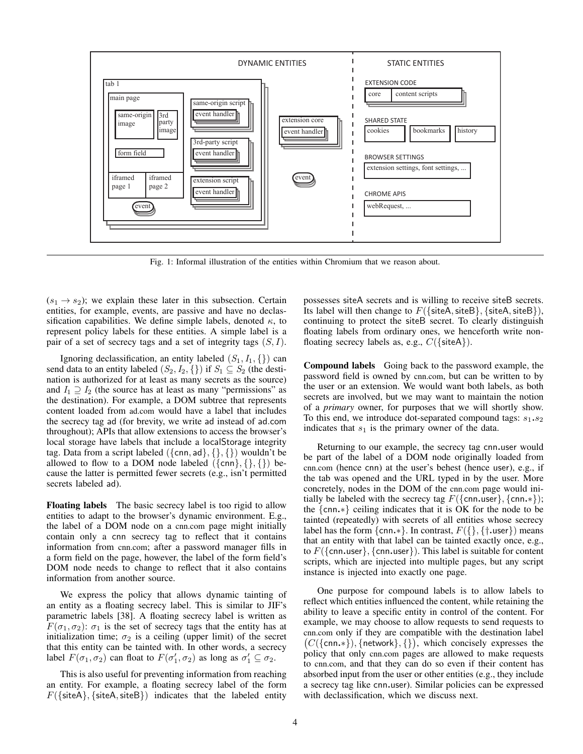Fig. 1: Informal illustration of the entities within Chromium that we reason about.

($s_1 \rightarrow s_2$); we explain these later in this subsection. Certain entities, for example, events, are passive and have no declassification capabilities. We define simple labels, denoted $\kappa$, to represent policy labels for these entities. A simple label is a pair of a set of secrecy tags and a set of integrity tags $(S, I)$.

Ignoring declassification, an entity labeled $(S_1, I_1, \{\})$ can send data to an entity labeled $(S_2, I_2, \{\})$ if $S_1 \subseteq S_2$ (the destination is authorized for at least as many secrets as the source) and $I_1 \supseteq I_2$ (the source has at least as many "permissions" as the destination). For example, a DOM subtree that represents content loaded from ad.com would have a label that includes the secrecy tag ad (for brevity, we write ad instead of ad.com throughout); APIs that allow extensions to access the browser's local storage have labels that include a localStorage integrity tag. Data from a script labeled $(\{\mathsf{cnn}, \mathsf{ad}\}, \{\}, \{\})$ wouldn't be allowed to flow to a DOM node labeled $(\{\mathsf{cnn}\}, \{\}, \{\})$ because the latter is permitted fewer secrets (e.g., isn't permitted secrets labeled ad).

**Floating labels** The basic secrecy label is too rigid to allow entities to adapt to the browser's dynamic environment. E.g., the label of a DOM node on a cnn.com page might initially contain only a cnn secrecy tag to reflect that it contains information from cnn.com; after a password manager fills in a form field on the page, however, the label of the form field's DOM node needs to change to reflect that it also contains information from another source.

We express the policy that allows dynamic tainting of an entity as a floating secrecy label. This is similar to JIF's parametric labels [38]. A floating secrecy label is written as $F(\sigma_1, \sigma_2)$: $\sigma_1$ is the set of secrecy tags that the entity has at initialization time; $\sigma_2$ is a ceiling (upper limit) of the secret that this entity can be tainted with. In other words, a secrecy label $F(\sigma_1, \sigma_2)$ can float to $F(\sigma_1', \sigma_2)$ as long as $\sigma_1' \subseteq \sigma_2$.

This is also useful for preventing information from reaching an entity. For example, a floating secrecy label of the form $F(\{\mathsf{siteA}\}, \{\mathsf{siteA}, \mathsf{siteB}\})$ indicates that the labeled entity possesses siteA secrets and is willing to receive siteB secrets. Its label will then change to $F(\{\mathsf{siteA}, \mathsf{siteB}\}, \{\mathsf{siteA}, \mathsf{siteB}\})$, continuing to protect the siteB secret. To clearly distinguish floating labels from ordinary ones, we henceforth write non-floating secrecy labels as, e.g., $C(\{\mathsf{siteA}\})$.

**Compound labels** Going back to the password example, the password field is owned by cnn.com, but can be written to by the user or an extension. We would want both labels, as both secrets are involved, but we may want to maintain the notion of a *primary* owner, for purposes that we will shortly show. To this end, we introduce dot-separated compound tags: $s_1.s_2$ indicates that $s_1$ is the primary owner of the data.

Returning to our example, the secrecy tag cnn.user would be part of the label of a DOM node originally loaded from cnn.com (hence cnn) at the user's behest (hence user), e.g., if the tab was opened and the URL typed in by the user. More concretely, nodes in the DOM of the cnn.com page would initially be labeled with the secrecy tag $F(\{\mathsf{cnn.user}\}, \{\mathsf{cnn}.*\})$; the $\{\mathsf{cnn}.*\}$ ceiling indicates that it is OK for the node to be tainted (repeatedly) with secrets of all entities whose secrecy label has the form $\{\mathsf{cnn}.*\}$. In contrast, $F(\{\}, \{\dagger.\mathsf{user}\})$ means that an entity with that label can be tainted exactly once, e.g., to $F(\{\mathsf{cnn.user}\}, \{\mathsf{cnn.user}\})$. This label is suitable for content scripts, which are injected into multiple pages, but any script instance is injected into exactly one page.

One purpose for compound labels is to allow labels to reflect which entities influenced the content, while retaining the ability to leave a specific entity in control of the content. For example, we may choose to allow requests to send requests to cnn.com only if they are compatible with the destination label $\big(C(\{\mathsf{cnn}.*\}), \{\mathsf{network}\}, \{\}\big)$, which concisely expresses the policy that only cnn.com pages are allowed to make requests to cnn.com, and that they can do so even if their content has absorbed input from the user or other entities (e.g., they include a secrecy tag like cnn.user). Similar policies can be expressed with declassification, which we discuss next.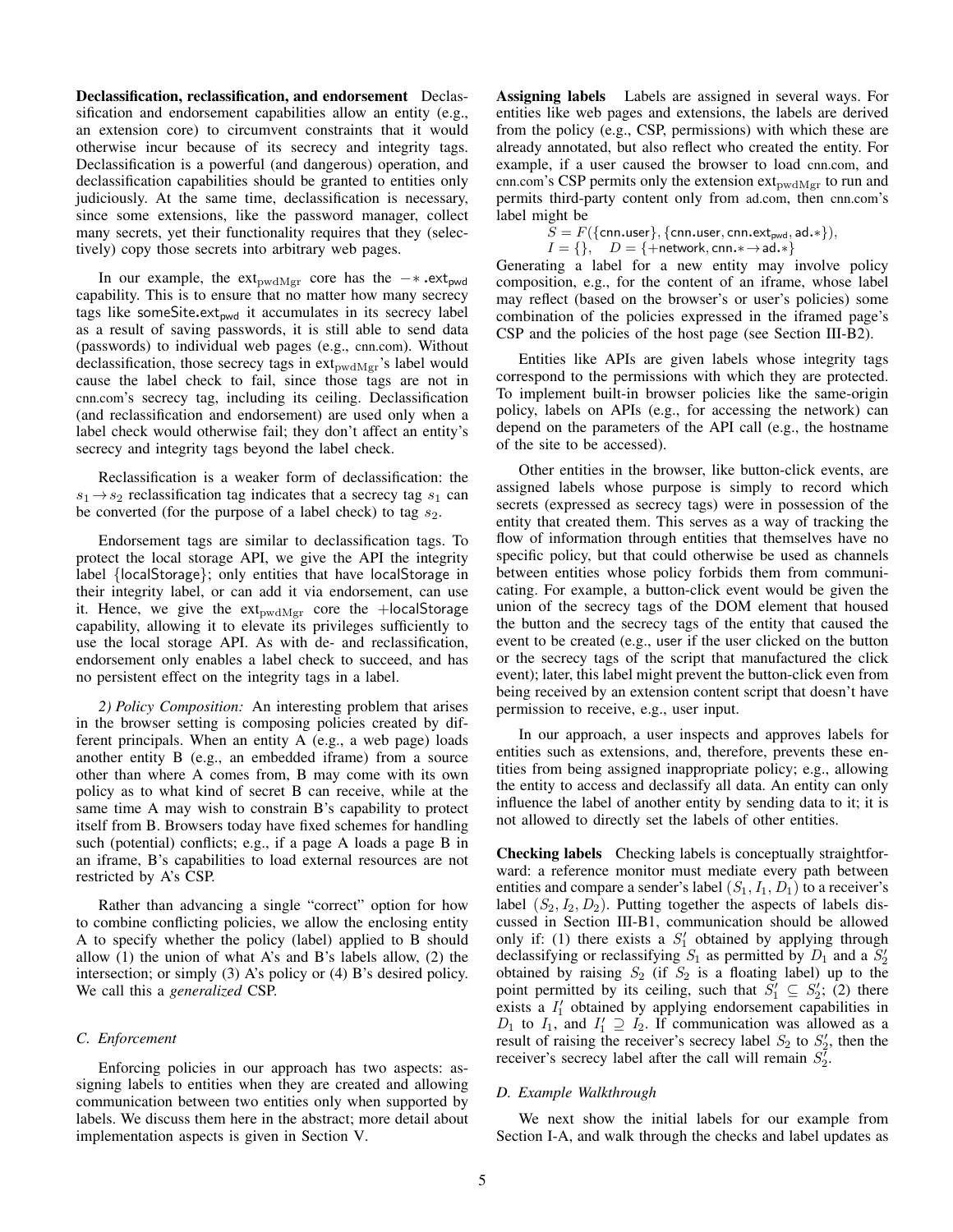**Declassification, reclassification, and endorsement** Declassification and endorsement capabilities allow an entity (e.g., an extension core) to circumvent constraints that it would otherwise incur because of its secrecy and integrity tags. Declassification is a powerful (and dangerous) operation, and declassification capabilities should be granted to entities only judiciously. At the same time, declassification is necessary, since some extensions, like the password manager, collect many secrets, yet their functionality requires that they (selectively) copy those secrets into arbitrary web pages.

In our example, the $\text{ext}_{\text{pwdMgr}}$ core has the $-*.\mathsf{ext}_{\mathsf{pwd}}$ capability. This is to ensure that no matter how many secrecy tags like $\mathsf{someSite.ext}_{\mathsf{pwd}}$ it accumulates in its secrecy label as a result of saving passwords, it is still able to send data (passwords) to individual web pages (e.g., cnn.com). Without declassification, those secrecy tags in $\text{ext}_{\text{pwdMgr}}$'s label would cause the label check to fail, since those tags are not in cnn.com's secrecy tag, including its ceiling. Declassification (and reclassification and endorsement) are used only when a label check would otherwise fail; they don't affect an entity's secrecy and integrity tags beyond the label check.

Reclassification is a weaker form of declassification: the $s_1 \rightarrow s_2$ reclassification tag indicates that a secrecy tag $s_1$ can be converted (for the purpose of a label check) to tag $s_2$.

Endorsement tags are similar to declassification tags. To protect the local storage API, we give the API the integrity label {localStorage}; only entities that have localStorage in their integrity label, or can add it via endorsement, can use it. Hence, we give the $\text{ext}_{\text{pwdMgr}}$ core the +localStorage capability, allowing it to elevate its privileges sufficiently to use the local storage API. As with de- and reclassification, endorsement only enables a label check to succeed, and has no persistent effect on the integrity tags in a label.

*2) Policy Composition:* An interesting problem that arises in the browser setting is composing policies created by different principals. When an entity A (e.g., a web page) loads another entity B (e.g., an embedded iframe) from a source other than where A comes from, B may come with its own policy as to what kind of secret B can receive, while at the same time A may wish to constrain B's capability to protect itself from B. Browsers today have fixed schemes for handling such (potential) conflicts; e.g., if a page A loads a page B in an iframe, B's capabilities to load external resources are not restricted by A's CSP.

Rather than advancing a single "correct" option for how to combine conflicting policies, we allow the enclosing entity A to specify whether the policy (label) applied to B should allow (1) the union of what A's and B's labels allow, (2) the intersection; or simply (3) A's policy or (4) B's desired policy. We call this a *generalized* CSP.

### C. Enforcement

Enforcing policies in our approach has two aspects: assigning labels to entities when they are created and allowing communication between two entities only when supported by labels. We discuss them here in the abstract; more detail about implementation aspects is given in Section V.

**Assigning labels** Labels are assigned in several ways. For entities like web pages and extensions, the labels are derived from the policy (e.g., CSP, permissions) with which these are already annotated, but also reflect who created the entity. For example, if a user caused the browser to load cnn.com, and cnn.com's CSP permits only the extension $\text{ext}_{\text{pwdMgr}}$ to run and permits third-party content only from ad.com, then cnn.com's label might be

$$S = F(\{\mathsf{cnn.user}\}, \{\mathsf{cnn.user}, \mathsf{cnn.ext_{pwd}}, \mathsf{ad.*}\}),$$
$$I = \{\}, \quad D = \{+\mathsf{network}, \mathsf{cnn.*} \rightarrow \mathsf{ad.*}\}$$

Generating a label for a new entity may involve policy composition, e.g., for the content of an iframe, whose label may reflect (based on the browser's or user's policies) some combination of the policies expressed in the iframed page's CSP and the policies of the host page (see Section III-B2).

Entities like APIs are given labels whose integrity tags correspond to the permissions with which they are protected. To implement built-in browser policies like the same-origin policy, labels on APIs (e.g., for accessing the network) can depend on the parameters of the API call (e.g., the hostname of the site to be accessed).

Other entities in the browser, like button-click events, are assigned labels whose purpose is simply to record which secrets (expressed as secrecy tags) were in possession of the entity that created them. This serves as a way of tracking the flow of information through entities that themselves have no specific policy, but that could otherwise be used as channels between entities whose policy forbids them from communicating. For example, a button-click event would be given the union of the secrecy tags of the DOM element that housed the button and the secrecy tags of the entity that caused the event to be created (e.g., user if the user clicked on the button or the secrecy tags of the script that manufactured the click event); later, this label might prevent the button-click even from being received by an extension content script that doesn't have permission to receive, e.g., user input.

In our approach, a user inspects and approves labels for entities such as extensions, and, therefore, prevents these entities from being assigned inappropriate policy; e.g., allowing the entity to access and declassify all data. An entity can only influence the label of another entity by sending data to it; it is not allowed to directly set the labels of other entities.

**Checking labels** Checking labels is conceptually straightforward: a reference monitor must mediate every path between entities and compare a sender's label $(S_1, I_1, D_1)$ to a receiver's label $(S_2, I_2, D_2)$. Putting together the aspects of labels discussed in Section III-B1, communication should be allowed only if: (1) there exists a $S'_1$ obtained by applying through declassifying or reclassifying $S_1$ as permitted by $D_1$ and a $S'_2$ obtained by raising $S_2$ (if $S_2$ is a floating label) up to the point permitted by its ceiling, such that $S'_1 \subseteq S'_2$; (2) there exists a $I'_1$ obtained by applying endorsement capabilities in $D_1$ to $I_1$, and $I'_1 \supseteq I_2$. If communication was allowed as a result of raising the receiver's secrecy label $S_2$ to $S'_2$, then the receiver's secrecy label after the call will remain $S'_2$.

### D. Example Walkthrough

We next show the initial labels for our example from Section I-A, and walk through the checks and label updates as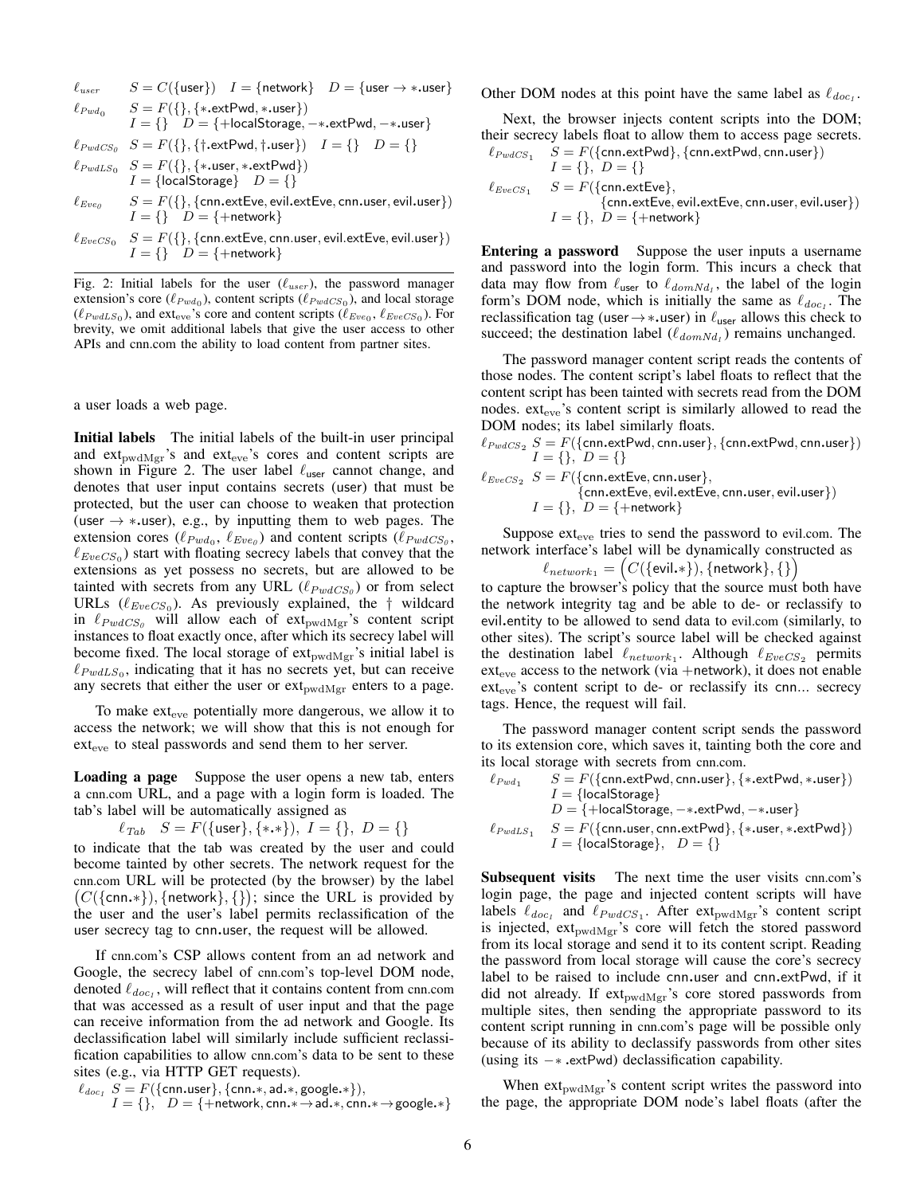$\ell_{user}$ $\quad S = C(\{\mathsf{user}\}) \quad I = \{\mathsf{network}\} \quad D = \{\mathsf{user} \rightarrow *.\mathsf{user}\}$

$\ell_{Pwd_0}$ $\quad S = F(\{\}, \{*.\mathsf{extPwd}, *.\mathsf{user}\})$
$\quad I = \{\} \quad D = \{+\mathsf{localStorage}, -*.\mathsf{extPwd}, -*.\mathsf{user}\}$

$\ell_{PwdCS_0}$ $\quad S = F(\{\}, \{\dagger.\mathsf{extPwd}, \dagger.\mathsf{user}\}) \quad I = \{\} \quad D = \{\}$

$\ell_{PwdLS_0}$ $\quad S = F(\{\}, \{*.\mathsf{user}, *.\mathsf{extPwd}\})$
$\quad I = \{\mathsf{localStorage}\} \quad D = \{\}$

$\ell_{Eve_0}$ $\quad S = F(\{\}, \{\mathsf{cnn.extEve}, \mathsf{evil.extEve}, \mathsf{cnn.user}, \mathsf{evil.user}\})$
$\quad I = \{\} \quad D = \{+\mathsf{network}\}$

$\ell_{EveCS_0}$ $\quad S = F(\{\}, \{\mathsf{cnn.extEve}, \mathsf{cnn.user}, \mathsf{evil.extEve}, \mathsf{evil.user}\})$
$\quad I = \{\} \quad D = \{+\mathsf{network}\}$

Fig. 2: Initial labels for the user ($\ell_{user}$), the password manager extension's core ($\ell_{Pwd_0}$), content scripts ($\ell_{PwdCS_0}$), and local storage ($\ell_{PwdLS_0}$), and $\text{ext}_{\text{eve}}$'s core and content scripts ($\ell_{Eve_0}$, $\ell_{EveCS_0}$). For brevity, we omit additional labels that give the user access to other APIs and cnn.com the ability to load content from partner sites.

a user loads a web page.

**Initial labels** The initial labels of the built-in user principal and $\text{ext}_{\text{pwdMgr}}$'s and $\text{ext}_{\text{eve}}$'s cores and content scripts are shown in Figure 2. The user label $\ell_{\mathsf{user}}$ cannot change, and denotes that user input contains secrets (user) that must be protected, but the user can choose to weaken that protection ($\mathsf{user} \rightarrow *.\mathsf{user}$), e.g., by inputting them to web pages. The extension cores ($\ell_{Pwd_0}$, $\ell_{Eve_0}$) and content scripts ($\ell_{PwdCS_0}$, $\ell_{EveCS_0}$) start with floating secrecy labels that convey that the extensions as yet possess no secrets, but are allowed to be tainted with secrets from any URL ($\ell_{PwdCS_0}$) or from select URLs ($\ell_{EveCS_0}$). As previously explained, the $\dagger$ wildcard in $\ell_{PwdCS_0}$ will allow each of $\text{ext}_{\text{pwdMgr}}$'s content script instances to float exactly once, after which its secrecy label will become fixed. The local storage of $\text{ext}_{\text{pwdMgr}}$'s initial label is $\ell_{PwdLS_0}$, indicating that it has no secrets yet, but can receive any secrets that either the user or $\text{ext}_{\text{pwdMgr}}$ enters to a page.

To make $\text{ext}_{\text{eve}}$ potentially more dangerous, we allow it to access the network; we will show that this is not enough for $\text{ext}_{\text{eve}}$ to steal passwords and send them to her server.

**Loading a page** Suppose the user opens a new tab, enters a cnn.com URL, and a page with a login form is loaded. The tab's label will be automatically assigned as

$$\ell_{Tab} \quad S = F(\{\mathsf{user}\}, \{*.*\}),\ I = \{\},\ D = \{\}$$

to indicate that the tab was created by the user and could become tainted by other secrets. The network request for the cnn.com URL will be protected (by the browser) by the label $\big(C(\{\mathsf{cnn}.*\}), \{\mathsf{network}\}, \{\}\big)$; since the URL is provided by the user and the user's label permits reclassification of the user secrecy tag to cnn.user, the request will be allowed.

If cnn.com's CSP allows content from an ad network and Google, the secrecy label of cnn.com's top-level DOM node, denoted $\ell_{doc_1}$, will reflect that it contains content from cnn.com that was accessed as a result of user input and that the page can receive information from the ad network and Google. Its declassification label will similarly include sufficient reclassification capabilities to allow cnn.com's data to be sent to these sites (e.g., via HTTP GET requests).

$\ell_{doc_1}$ $\quad S = F(\{\mathsf{cnn.user}\}, \{\mathsf{cnn}.*, \mathsf{ad}.*, \mathsf{google}.*\}),$
$\quad I = \{\}, \quad D = \{+\mathsf{network}, \mathsf{cnn}.* \rightarrow \mathsf{ad}.*, \mathsf{cnn}.* \rightarrow \mathsf{google}.*\}$

Other DOM nodes at this point have the same label as $\ell_{doc_1}$.

Next, the browser injects content scripts into the DOM; their secrecy labels float to allow them to access page secrets.

$\ell_{PwdCS_1}$ $\quad S = F(\{\mathsf{cnn.extPwd}\}, \{\mathsf{cnn.extPwd}, \mathsf{cnn.user}\})$
$\quad I = \{\},\ D = \{\}$

$\ell_{EveCS_1}$ $\quad S = F(\{\mathsf{cnn.extEve}\},$
$\quad\quad \{\mathsf{cnn.extEve}, \mathsf{evil.extEve}, \mathsf{cnn.user}, \mathsf{evil.user}\})$
$\quad I = \{\},\ D = \{+\mathsf{network}\}$

**Entering a password** Suppose the user inputs a username and password into the login form. This incurs a check that data may flow from $\ell_{\mathsf{user}}$ to $\ell_{domNd_1}$, the label of the login form's DOM node, which is initially the same as $\ell_{doc_1}$. The reclassification tag ($\mathsf{user} \rightarrow *.\mathsf{user}$) in $\ell_{\mathsf{user}}$ allows this check to succeed; the destination label ($\ell_{domNd_1}$) remains unchanged.

The password manager content script reads the contents of those nodes. The content script's label floats to reflect that the content script has been tainted with secrets read from the DOM nodes. $\text{ext}_{\text{eve}}$'s content script is similarly allowed to read the DOM nodes; its label similarly floats.

$\ell_{PwdCS_2}$ $\quad S = F(\{\mathsf{cnn.extPwd}, \mathsf{cnn.user}\}, \{\mathsf{cnn.extPwd}, \mathsf{cnn.user}\})$
$\quad I = \{\},\ D = \{\}$

$\ell_{EveCS_2}$ $\quad S = F(\{\mathsf{cnn.extEve}, \mathsf{cnn.user}\},$
$\quad\quad \{\mathsf{cnn.extEve}, \mathsf{evil.extEve}, \mathsf{cnn.user}, \mathsf{evil.user}\})$
$\quad I = \{\},\ D = \{+\mathsf{network}\}$

Suppose $\text{ext}_{\text{eve}}$ tries to send the password to evil.com. The network interface's label will be dynamically constructed as

$$\ell_{network_1} = \Big(C(\{\mathsf{evil}.*\}), \{\mathsf{network}\}, \{\}\Big)$$

to capture the browser's policy that the source must both have the network integrity tag and be able to de- or reclassify to evil.entity to be allowed to send data to evil.com (similarly, to other sites). The script's source label will be checked against the destination label $\ell_{network_1}$. Although $\ell_{EveCS_2}$ permits $\text{ext}_{\text{eve}}$ access to the network (via +network), it does not enable $\text{ext}_{\text{eve}}$'s content script to de- or reclassify its cnn... secrecy tags. Hence, the request will fail.

The password manager content script sends the password to its extension core, which saves it, tainting both the core and its local storage with secrets from cnn.com.

$\ell_{Pwd_1}$ $\quad S = F(\{\mathsf{cnn.extPwd}, \mathsf{cnn.user}\}, \{*.\mathsf{extPwd}, *.\mathsf{user}\})$
$\quad I = \{\mathsf{localStorage}\}$
$\quad D = \{+\mathsf{localStorage}, -*.\mathsf{extPwd}, -*.\mathsf{user}\}$

$\ell_{PwdLS_1}$ $\quad S = F(\{\mathsf{cnn.user}, \mathsf{cnn.extPwd}\}, \{*.\mathsf{user}, *.\mathsf{extPwd}\})$
$\quad I = \{\mathsf{localStorage}\}, \quad D = \{\}$

**Subsequent visits** The next time the user visits cnn.com's login page, the page and injected content scripts will have labels $\ell_{doc_1}$ and $\ell_{PwdCS_1}$. After $\text{ext}_{\text{pwdMgr}}$'s content script is injected, $\text{ext}_{\text{pwdMgr}}$'s core will fetch the stored password from its local storage and send it to its content script. Reading the password from local storage will cause the core's secrecy label to be raised to include cnn.user and cnn.extPwd, if it did not already. If $\text{ext}_{\text{pwdMgr}}$'s core stored passwords from multiple sites, then sending the appropriate password to its content script running in cnn.com's page will be possible only because of its ability to declassify passwords from other sites (using its $-*.\mathsf{extPwd}$) declassification capability.

When $\text{ext}_{\text{pwdMgr}}$'s content script writes the password into the page, the appropriate DOM node's label floats (after the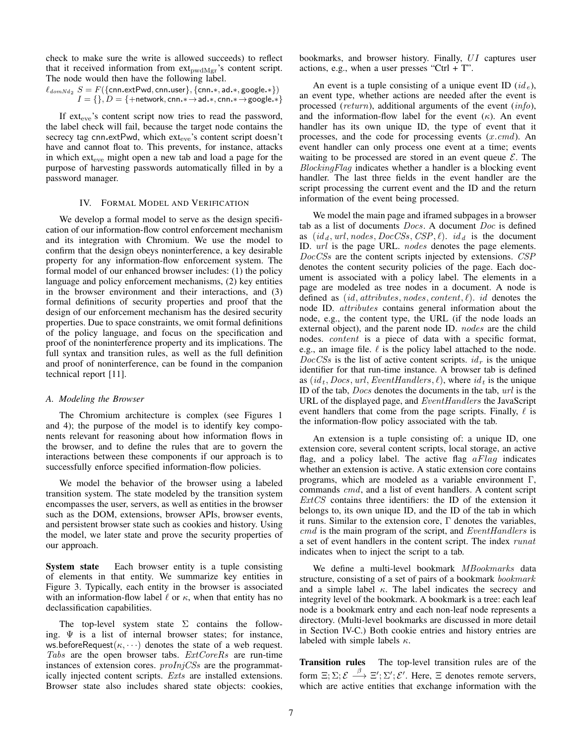check to make sure the write is allowed succeeds) to reflect that it received information from $\text{ext}_{\text{pwdMgr}}$'s content script. The node would then have the following label.

$$\ell_{domNd_2}\ S = F(\{\mathsf{cnn.extPwd}, \mathsf{cnn.user}\}, \{\mathsf{cnn.*}, \mathsf{ad.*}, \mathsf{google.*}\})$$
$$I = \{\}, D = \{+\mathsf{network}, \mathsf{cnn.*} \rightarrow \mathsf{ad.*}, \mathsf{cnn.*} \rightarrow \mathsf{google.*}\}$$

If $\text{ext}_{\text{eve}}$'s content script now tries to read the password, the label check will fail, because the target node contains the secrecy tag cnn.extPwd, which $\text{ext}_{\text{eve}}$'s content script doesn't have and cannot float to. This prevents, for instance, attacks in which $\text{ext}_{\text{eve}}$ might open a new tab and load a page for the purpose of harvesting passwords automatically filled in by a password manager.

## IV. Formal Model and Verification

We develop a formal model to serve as the design specification of our information-flow control enforcement mechanism and its integration with Chromium. We use the model to confirm that the design obeys noninterference, a key desirable property for any information-flow enforcement system. The formal model of our enhanced browser includes: (1) the policy language and policy enforcement mechanisms, (2) key entities in the browser environment and their interactions, and (3) formal definitions of security properties and proof that the design of our enforcement mechanism has the desired security properties. Due to space constraints, we omit formal definitions of the policy language, and focus on the specification and proof of the noninterference property and its implications. The full syntax and transition rules, as well as the full definition and proof of noninterference, can be found in the companion technical report [11].

### A. Modeling the Browser

The Chromium architecture is complex (see Figures 1 and 4); the purpose of the model is to identify key components relevant for reasoning about how information flows in the browser, and to define the rules that are to govern the interactions between these components if our approach is to successfully enforce specified information-flow policies.

We model the behavior of the browser using a labeled transition system. The state modeled by the transition system encompasses the user, servers, as well as entities in the browser such as the DOM, extensions, browser APIs, browser events, and persistent browser state such as cookies and history. Using the model, we later state and prove the security properties of our approach.

**System state** Each browser entity is a tuple consisting of elements in that entity. We summarize key entities in Figure 3. Typically, each entity in the browser is associated with an information-flow label $\ell$ or $\kappa$, when that entity has no declassification capabilities.

The top-level system state $\Sigma$ contains the following. $\Psi$ is a list of internal browser states; for instance, $\mathsf{ws.beforeRequest}(\kappa, \cdots)$ denotes the state of a web request. $Tabs$ are the open browser tabs. $ExtCoreRs$ are run-time instances of extension cores. $proInjCSs$ are the programmatically injected content scripts. $Exts$ are installed extensions. Browser state also includes shared state objects: cookies, bookmarks, and browser history. Finally, $UI$ captures user actions, e.g., when a user presses "Ctrl + T".

An event is a tuple consisting of a unique event ID ($id_e$), an event type, whether actions are needed after the event is processed ($return$), additional arguments of the event ($info$), and the information-flow label for the event ($\kappa$). An event handler has its own unique ID, the type of event that it processes, and the code for processing events ($x.cmd$). An event handler can only process one event at a time; events waiting to be processed are stored in an event queue $\mathcal{E}$. The $BlockingFlag$ indicates whether a handler is a blocking event handler. The last three fields in the event handler are the script processing the current event and the ID and the return information of the event being processed.

We model the main page and iframed subpages in a browser tab as a list of documents $Docs$. A document $Doc$ is defined as $(id_d, url, nodes, DocCSs, CSP, \ell)$. $id_d$ is the document ID. $url$ is the page URL. $nodes$ denotes the page elements. $DocCSs$ are the content scripts injected by extensions. $CSP$ denotes the content security policies of the page. Each document is associated with a policy label. The elements in a page are modeled as tree nodes in a document. A node is defined as $(id, attributes, nodes, content, \ell)$. $id$ denotes the node ID. $attributes$ contains general information about the node, e.g., the content type, the URL (if the node loads an external object), and the parent node ID. $nodes$ are the child nodes. $content$ is a piece of data with a specific format, e.g., an image file. $\ell$ is the policy label attached to the node. $DocCSs$ is the list of active content scripts. $id_r$ is the unique identifier for that run-time instance. A browser tab is defined as $(id_t, Docs, url, EventHandlers, \ell)$, where $id_t$ is the unique ID of the tab, $Docs$ denotes the documents in the tab, $url$ is the URL of the displayed page, and $EventHandlers$ the JavaScript event handlers that come from the page scripts. Finally, $\ell$ is the information-flow policy associated with the tab.

An extension is a tuple consisting of: a unique ID, one extension core, several content scripts, local storage, an active flag, and a policy label. The active flag $aFlag$ indicates whether an extension is active. A static extension core contains programs, which are modeled as a variable environment $\Gamma$, commands $cmd$, and a list of event handlers. A content script $ExtCS$ contains three identifiers: the ID of the extension it belongs to, its own unique ID, and the ID of the tab in which it runs. Similar to the extension core, $\Gamma$ denotes the variables, $cmd$ is the main program of the script, and $EventHandlers$ is a set of event handlers in the content script. The index $runat$ indicates when to inject the script to a tab.

We define a multi-level bookmark $MBookmarks$ data structure, consisting of a set of pairs of a bookmark $bookmark$ and a simple label $\kappa$. The label indicates the secrecy and integrity level of the bookmark. A bookmark is a tree: each leaf node is a bookmark entry and each non-leaf node represents a directory. (Multi-level bookmarks are discussed in more detail in Section IV-C.) Both cookie entries and history entries are labeled with simple labels $\kappa$.

**Transition rules** The top-level transition rules are of the form $\Xi; \Sigma; \mathcal{E} \xrightarrow{\beta} \Xi'; \Sigma'; \mathcal{E}'$. Here, $\Xi$ denotes remote servers, which are active entities that exchange information with the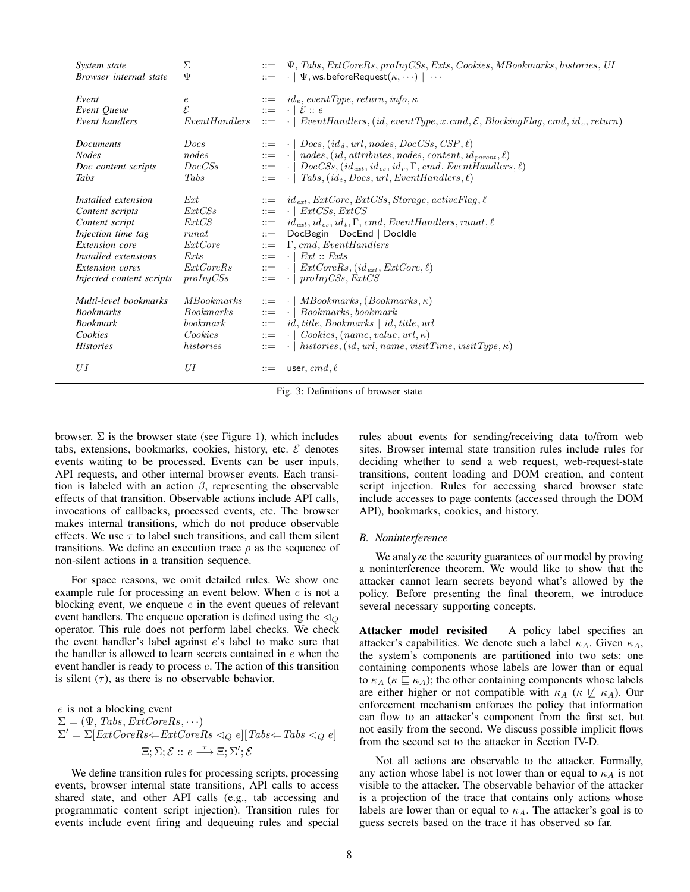| | | | |
|---|---|---|---|
| *System state* | $\Sigma$ | $::=$ | $\Psi, Tabs, ExtCoreRs, proInjCSs, Exts, Cookies, MBookmarks, histories, UI$ |
| *Browser internal state* | $\Psi$ | $::=$ | $\cdot \mid \Psi, \mathsf{ws.beforeRequest}(\kappa, \cdots) \mid \cdots$ |
| *Event* | $e$ | $::=$ | $id_e, eventType, return, info, \kappa$ |
| *Event Queue* | $\mathcal{E}$ | $::=$ | $\cdot \mid \mathcal{E} :: e$ |
| *Event handlers* | $EventHandlers$ | $::=$ | $\cdot \mid EventHandlers, (id, eventType, x.cmd, \mathcal{E}, BlockingFlag, cmd, id_e, return)$ |
| *Documents* | $Docs$ | $::=$ | $\cdot \mid Docs, (id_d, url, nodes, DocCSs, CSP, \ell)$ |
| *Nodes* | $nodes$ | $::=$ | $\cdot \mid nodes, (id, attributes, nodes, content, id_{parent}, \ell)$ |
| *Doc content scripts* | $DocCSs$ | $::=$ | $\cdot \mid DocCSs, (id_{ext}, id_{cs}, id_r, \Gamma, cmd, EventHandlers, \ell)$ |
| *Tabs* | $Tabs$ | $::=$ | $\cdot \mid Tabs, (id_t, Docs, url, EventHandlers, \ell)$ |
| *Installed extension* | $Ext$ | $::=$ | $id_{ext}, ExtCore, ExtCSs, Storage, activeFlag, \ell$ |
| *Content scripts* | $ExtCSs$ | $::=$ | $\cdot \mid ExtCSs, ExtCS$ |
| *Content script* | $ExtCS$ | $::=$ | $id_{ext}, id_{cs}, id_t, \Gamma, cmd, EventHandlers, runat, \ell$ |
| *Injection time tag* | $runat$ | $::=$ | $\mathsf{DocBegin} \mid \mathsf{DocEnd} \mid \mathsf{DocIdle}$ |
| *Extension core* | $ExtCore$ | $::=$ | $\Gamma, cmd, EventHandlers$ |
| *Installed extensions* | $Exts$ | $::=$ | $\cdot \mid Ext :: Exts$ |
| *Extension cores* | $ExtCoreRs$ | $::=$ | $\cdot \mid ExtCoreRs, (id_{ext}, ExtCore, \ell)$ |
| *Injected content scripts* | $proInjCSs$ | $::=$ | $\cdot \mid proInjCSs, ExtCS$ |
| *Multi-level bookmarks* | $MBookmarks$ | $::=$ | $\cdot \mid MBookmarks, (Bookmarks, \kappa)$ |
| *Bookmarks* | $Bookmarks$ | $::=$ | $\cdot \mid Bookmarks, bookmark$ |
| *Bookmark* | $bookmark$ | $::=$ | $id, title, Bookmarks \mid id, title, url$ |
| *Cookies* | $Cookies$ | $::=$ | $\cdot \mid Cookies, (name, value, url, \kappa)$ |
| *Histories* | $histories$ | $::=$ | $\cdot \mid histories, (id, url, name, visitTime, visitType, \kappa)$ |
| $UI$ | $UI$ | $::=$ | $\mathsf{user}, cmd, \ell$ |

Fig. 3: Definitions of browser state

browser. $\Sigma$ is the browser state (see Figure 1), which includes tabs, extensions, bookmarks, cookies, history, etc. $\mathcal{E}$ denotes events waiting to be processed. Events can be user inputs, API requests, and other internal browser events. Each transition is labeled with an action $\beta$, representing the observable effects of that transition. Observable actions include API calls, invocations of callbacks, processed events, etc. The browser makes internal transitions, which do not produce observable effects. We use $\tau$ to label such transitions, and call them silent transitions. We define an execution trace $\rho$ as the sequence of non-silent actions in a transition sequence.

For space reasons, we omit detailed rules. We show one example rule for processing an event below. When $e$ is not a blocking event, we enqueue $e$ in the event queues of relevant event handlers. The enqueue operation is defined using the $\lhd_Q$ operator. This rule does not perform label checks. We check the event handler's label against $e$'s label to make sure that the handler is allowed to learn secrets contained in $e$ when the event handler is ready to process $e$. The action of this transition is silent ($\tau$), as there is no observable behavior.

$$\frac{\begin{array}{l} e \text{ is not a blocking event} \\ \Sigma = (\Psi, Tabs, ExtCoreRs, \cdots) \\ \Sigma' = \Sigma[ExtCoreRs \Leftarrow ExtCoreRs \lhd_Q e][Tabs \Leftarrow Tabs \lhd_Q e] \end{array}}{\Xi; \Sigma; \mathcal{E} :: e \xrightarrow{\tau} \Xi; \Sigma'; \mathcal{E}}$$

We define transition rules for processing scripts, processing events, browser internal state transitions, API calls to access shared state, and other API calls (e.g., tab accessing and programmatic content script injection). Transition rules for events include event firing and dequeuing rules and special rules about events for sending/receiving data to/from web sites. Browser internal state transition rules include rules for deciding whether to send a web request, web-request-state transitions, content loading and DOM creation, and content script injection. Rules for accessing shared browser state include accesses to page contents (accessed through the DOM API), bookmarks, cookies, and history.

### *B. Noninterference*

We analyze the security guarantees of our model by proving a noninterference theorem. We would like to show that the attacker cannot learn secrets beyond what's allowed by the policy. Before presenting the final theorem, we introduce several necessary supporting concepts.

**Attacker model revisited** A policy label specifies an attacker's capabilities. We denote such a label $\kappa_A$. Given $\kappa_A$, the system's components are partitioned into two sets: one containing components whose labels are lower than or equal to $\kappa_A$ ($\kappa \sqsubseteq \kappa_A$); the other containing components whose labels are either higher or not compatible with $\kappa_A$ ($\kappa \not\sqsubseteq \kappa_A$). Our enforcement mechanism enforces the policy that information can flow to an attacker's component from the first set, but not easily from the second. We discuss possible implicit flows from the second set to the attacker in Section IV-D.

Not all actions are observable to the attacker. Formally, any action whose label is not lower than or equal to $\kappa_A$ is not visible to the attacker. The observable behavior of the attacker is a projection of the trace that contains only actions whose labels are lower than or equal to $\kappa_A$. The attacker's goal is to guess secrets based on the trace it has observed so far.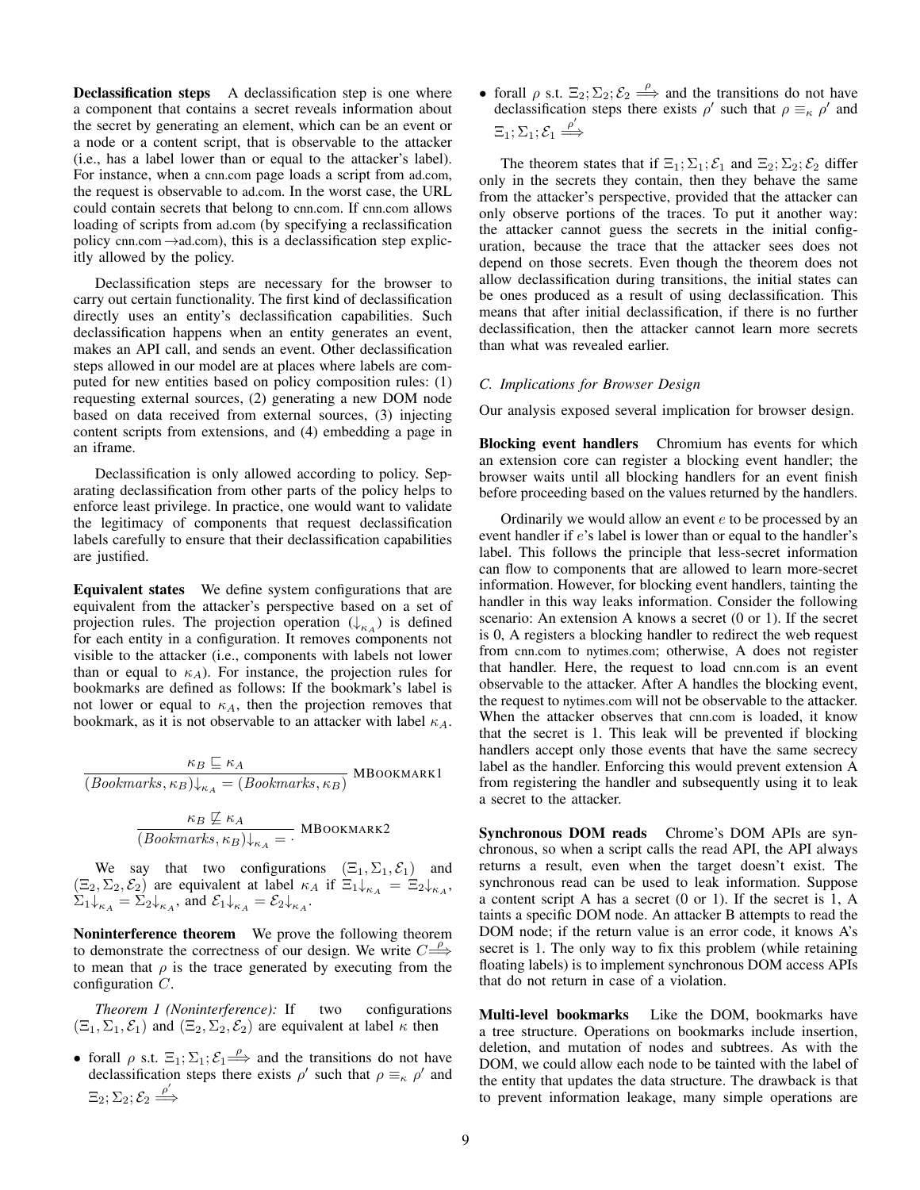**Declassification steps** A declassification step is one where a component that contains a secret reveals information about the secret by generating an element, which can be an event or a node or a content script, that is observable to the attacker (i.e., has a label lower than or equal to the attacker's label). For instance, when a cnn.com page loads a script from ad.com, the request is observable to ad.com. In the worst case, the URL could contain secrets that belong to cnn.com. If cnn.com allows loading of scripts from ad.com (by specifying a reclassification policy cnn.com →ad.com), this is a declassification step explicitly allowed by the policy.

Declassification steps are necessary for the browser to carry out certain functionality. The first kind of declassification directly uses an entity's declassification capabilities. Such declassification happens when an entity generates an event, makes an API call, and sends an event. Other declassification steps allowed in our model are at places where labels are computed for new entities based on policy composition rules: (1) requesting external sources, (2) generating a new DOM node based on data received from external sources, (3) injecting content scripts from extensions, and (4) embedding a page in an iframe.

Declassification is only allowed according to policy. Separating declassification from other parts of the policy helps to enforce least privilege. In practice, one would want to validate the legitimacy of components that request declassification labels carefully to ensure that their declassification capabilities are justified.

**Equivalent states** We define system configurations that are equivalent from the attacker's perspective based on a set of projection rules. The projection operation ($\downarrow_{\kappa_A}$) is defined for each entity in a configuration. It removes components not visible to the attacker (i.e., components with labels not lower than or equal to $\kappa_A$). For instance, the projection rules for bookmarks are defined as follows: If the bookmark's label is not lower or equal to $\kappa_A$, then the projection removes that bookmark, as it is not observable to an attacker with label $\kappa_A$.

$$\frac{\kappa_B \sqsubseteq \kappa_A}{(Bookmarks, \kappa_B)\downarrow_{\kappa_A} = (Bookmarks, \kappa_B)} \text{ MBOOKMARK1}$$

$$\frac{\kappa_B \not\sqsubseteq \kappa_A}{(Bookmarks, \kappa_B)\downarrow_{\kappa_A} = \cdot} \text{ MBOOKMARK2}$$

We say that two configurations $(\Xi_1, \Sigma_1, \mathcal{E}_1)$ and $(\Xi_2, \Sigma_2, \mathcal{E}_2)$ are equivalent at label $\kappa_A$ if $\Xi_1\downarrow_{\kappa_A} = \Xi_2\downarrow_{\kappa_A}$, $\Sigma_1\downarrow_{\kappa_A} = \Sigma_2\downarrow_{\kappa_A}$, and $\mathcal{E}_1\downarrow_{\kappa_A} = \mathcal{E}_2\downarrow_{\kappa_A}$.

**Noninterference theorem** We prove the following theorem to demonstrate the correctness of our design. We write $C \overset{\rho}{\Longrightarrow}$ to mean that $\rho$ is the trace generated by executing from the configuration $C$.

*Theorem 1 (Noninterference):* If two configurations $(\Xi_1, \Sigma_1, \mathcal{E}_1)$ and $(\Xi_2, \Sigma_2, \mathcal{E}_2)$ are equivalent at label $\kappa$ then

- forall $\rho$ s.t. $\Xi_1; \Sigma_1; \mathcal{E}_1 \overset{\rho}{\Longrightarrow}$ and the transitions do not have declassification steps there exists $\rho'$ such that $\rho \equiv_\kappa \rho'$ and $\Xi_2; \Sigma_2; \mathcal{E}_2 \overset{\rho'}{\Longrightarrow}$
- forall $\rho$ s.t. $\Xi_2; \Sigma_2; \mathcal{E}_2 \overset{\rho}{\Longrightarrow}$ and the transitions do not have declassification steps there exists $\rho'$ such that $\rho \equiv_\kappa \rho'$ and $\Xi_1; \Sigma_1; \mathcal{E}_1 \overset{\rho'}{\Longrightarrow}$

The theorem states that if $\Xi_1; \Sigma_1; \mathcal{E}_1$ and $\Xi_2; \Sigma_2; \mathcal{E}_2$ differ only in the secrets they contain, then they behave the same from the attacker's perspective, provided that the attacker can only observe portions of the traces. To put it another way: the attacker cannot guess the secrets in the initial configuration, because the trace that the attacker sees does not depend on those secrets. Even though the theorem does not allow declassification during transitions, the initial states can be ones produced as a result of using declassification. This means that after initial declassification, if there is no further declassification, then the attacker cannot learn more secrets than what was revealed earlier.

### C. Implications for Browser Design

Our analysis exposed several implication for browser design.

**Blocking event handlers** Chromium has events for which an extension core can register a blocking event handler; the browser waits until all blocking handlers for an event finish before proceeding based on the values returned by the handlers.

Ordinarily we would allow an event $e$ to be processed by an event handler if $e$'s label is lower than or equal to the handler's label. This follows the principle that less-secret information can flow to components that are allowed to learn more-secret information. However, for blocking event handlers, tainting the handler in this way leaks information. Consider the following scenario: An extension A knows a secret (0 or 1). If the secret is 0, A registers a blocking handler to redirect the web request from cnn.com to nytimes.com; otherwise, A does not register that handler. Here, the request to load cnn.com is an event observable to the attacker. After A handles the blocking event, the request to nytimes.com will not be observable to the attacker. When the attacker observes that cnn.com is loaded, it know that the secret is 1. This leak will be prevented if blocking handlers accept only those events that have the same secrecy label as the handler. Enforcing this would prevent extension A from registering the handler and subsequently using it to leak a secret to the attacker.

**Synchronous DOM reads** Chrome's DOM APIs are synchronous, so when a script calls the read API, the API always returns a result, even when the target doesn't exist. The synchronous read can be used to leak information. Suppose a content script A has a secret (0 or 1). If the secret is 1, A taints a specific DOM node. An attacker B attempts to read the DOM node; if the return value is an error code, it knows A's secret is 1. The only way to fix this problem (while retaining floating labels) is to implement synchronous DOM access APIs that do not return in case of a violation.

**Multi-level bookmarks** Like the DOM, bookmarks have a tree structure. Operations on bookmarks include insertion, deletion, and mutation of nodes and subtrees. As with the DOM, we could allow each node to be tainted with the label of the entity that updates the data structure. The drawback is that to prevent information leakage, many simple operations are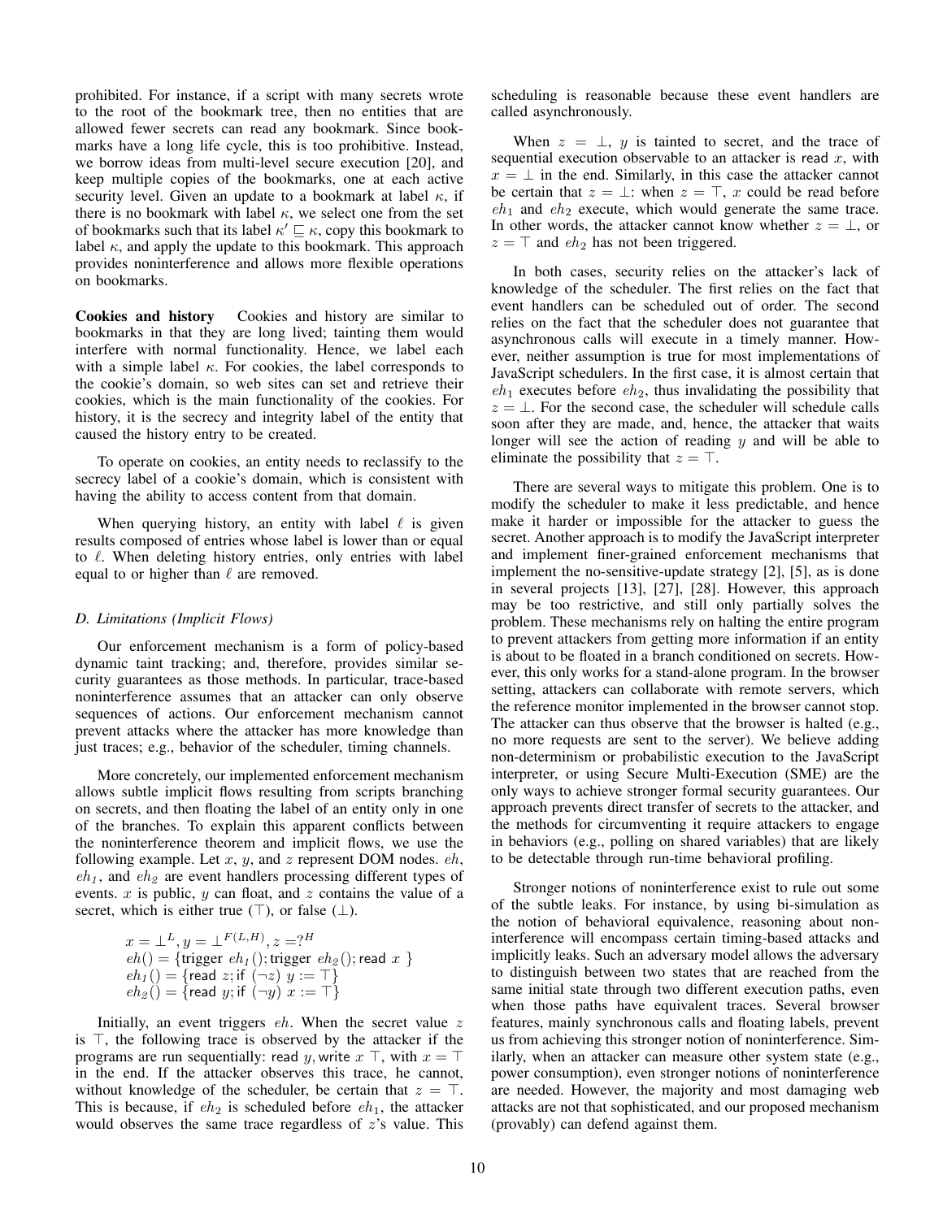prohibited. For instance, if a script with many secrets wrote to the root of the bookmark tree, then no entities that are allowed fewer secrets can read any bookmark. Since bookmarks have a long life cycle, this is too prohibitive. Instead, we borrow ideas from multi-level secure execution [20], and keep multiple copies of the bookmarks, one at each active security level. Given an update to a bookmark at label $\kappa$, if there is no bookmark with label $\kappa$, we select one from the set of bookmarks such that its label $\kappa' \sqsubseteq \kappa$, copy this bookmark to label $\kappa$, and apply the update to this bookmark. This approach provides noninterference and allows more flexible operations on bookmarks.

**Cookies and history** Cookies and history are similar to bookmarks in that they are long lived; tainting them would interfere with normal functionality. Hence, we label each with a simple label $\kappa$. For cookies, the label corresponds to the cookie's domain, so web sites can set and retrieve their cookies, which is the main functionality of the cookies. For history, it is the secrecy and integrity label of the entity that caused the history entry to be created.

To operate on cookies, an entity needs to reclassify to the secrecy label of a cookie's domain, which is consistent with having the ability to access content from that domain.

When querying history, an entity with label $\ell$ is given results composed of entries whose label is lower than or equal to $\ell$. When deleting history entries, only entries with label equal to or higher than $\ell$ are removed.

### *D. Limitations (Implicit Flows)*

Our enforcement mechanism is a form of policy-based dynamic taint tracking; and, therefore, provides similar security guarantees as those methods. In particular, trace-based noninterference assumes that an attacker can only observe sequences of actions. Our enforcement mechanism cannot prevent attacks where the attacker has more knowledge than just traces; e.g., behavior of the scheduler, timing channels.

More concretely, our implemented enforcement mechanism allows subtle implicit flows resulting from scripts branching on secrets, and then floating the label of an entity only in one of the branches. To explain this apparent conflicts between the noninterference theorem and implicit flows, we use the following example. Let $x$, $y$, and $z$ represent DOM nodes. $eh$, $eh_1$, and $eh_2$ are event handlers processing different types of events. $x$ is public, $y$ can float, and $z$ contains the value of a secret, which is either true ($\top$), or false ($\bot$).

$$
\begin{aligned}
&x = \bot^L, y = \bot^{F(L,H)}, z = ?^H \\
&eh() = \{\text{trigger } eh_1(); \text{trigger } eh_2(); \text{read } x \ \} \\
&eh_1() = \{\text{read } z; \text{if } (\neg z) \ y := \top\} \\
&eh_2() = \{\text{read } y; \text{if } (\neg y) \ x := \top\}
\end{aligned}
$$

Initially, an event triggers $eh$. When the secret value $z$ is $\top$, the following trace is observed by the attacker if the programs are run sequentially: read $y$, write $x$ $\top$, with $x = \top$ in the end. If the attacker observes this trace, he cannot, without knowledge of the scheduler, be certain that $z = \top$. This is because, if $eh_2$ is scheduled before $eh_1$, the attacker would observes the same trace regardless of $z$'s value. This scheduling is reasonable because these event handlers are called asynchronously.

When $z = \bot$, $y$ is tainted to secret, and the trace of sequential execution observable to an attacker is read $x$, with $x = \bot$ in the end. Similarly, in this case the attacker cannot be certain that $z = \bot$: when $z = \top$, $x$ could be read before $eh_1$ and $eh_2$ execute, which would generate the same trace. In other words, the attacker cannot know whether $z = \bot$, or $z = \top$ and $eh_2$ has not been triggered.

In both cases, security relies on the attacker's lack of knowledge of the scheduler. The first relies on the fact that event handlers can be scheduled out of order. The second relies on the fact that the scheduler does not guarantee that asynchronous calls will execute in a timely manner. However, neither assumption is true for most implementations of JavaScript schedulers. In the first case, it is almost certain that $eh_1$ executes before $eh_2$, thus invalidating the possibility that $z = \bot$. For the second case, the scheduler will schedule calls soon after they are made, and, hence, the attacker that waits longer will see the action of reading $y$ and will be able to eliminate the possibility that $z = \top$.

There are several ways to mitigate this problem. One is to modify the scheduler to make it less predictable, and hence make it harder or impossible for the attacker to guess the secret. Another approach is to modify the JavaScript interpreter and implement finer-grained enforcement mechanisms that implement the no-sensitive-update strategy [2], [5], as is done in several projects [13], [27], [28]. However, this approach may be too restrictive, and still only partially solves the problem. These mechanisms rely on halting the entire program to prevent attackers from getting more information if an entity is about to be floated in a branch conditioned on secrets. However, this only works for a stand-alone program. In the browser setting, attackers can collaborate with remote servers, which the reference monitor implemented in the browser cannot stop. The attacker can thus observe that the browser is halted (e.g., no more requests are sent to the server). We believe adding non-determinism or probabilistic execution to the JavaScript interpreter, or using Secure Multi-Execution (SME) are the only ways to achieve stronger formal security guarantees. Our approach prevents direct transfer of secrets to the attacker, and the methods for circumventing it require attackers to engage in behaviors (e.g., polling on shared variables) that are likely to be detectable through run-time behavioral profiling.

Stronger notions of noninterference exist to rule out some of the subtle leaks. For instance, by using bi-simulation as the notion of behavioral equivalence, reasoning about noninterference will encompass certain timing-based attacks and implicitly leaks. Such an adversary model allows the adversary to distinguish between two states that are reached from the same initial state through two different execution paths, even when those paths have equivalent traces. Several browser features, mainly synchronous calls and floating labels, prevent us from achieving this stronger notion of noninterference. Similarly, when an attacker can measure other system state (e.g., power consumption), even stronger notions of noninterference are needed. However, the majority and most damaging web attacks are not that sophisticated, and our proposed mechanism (provably) can defend against them.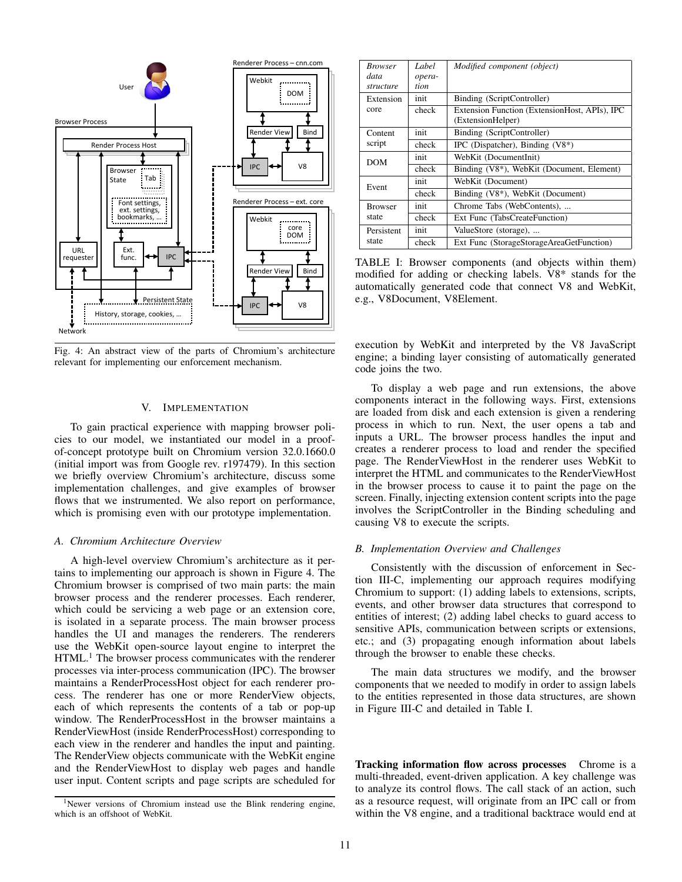Fig. 4: An abstract view of the parts of Chromium's architecture relevant for implementing our enforcement mechanism.

## V. Implementation

To gain practical experience with mapping browser policies to our model, we instantiated our model in a proof-of-concept prototype built on Chromium version 32.0.1660.0 (initial import was from Google rev. r197479). In this section we briefly overview Chromium's architecture, discuss some implementation challenges, and give examples of browser flows that we instrumented. We also report on performance, which is promising even with our prototype implementation.

### A. Chromium Architecture Overview

A high-level overview Chromium's architecture as it pertains to implementing our approach is shown in Figure 4. The Chromium browser is comprised of two main parts: the main browser process and the renderer processes. Each renderer, which could be servicing a web page or an extension core, is isolated in a separate process. The main browser process handles the UI and manages the renderers. The renderers use the WebKit open-source layout engine to interpret the HTML.[1] The browser process communicates with the renderer processes via inter-process communication (IPC). The browser maintains a RenderProcessHost object for each renderer process. The renderer has one or more RenderView objects, each of which represents the contents of a tab or pop-up window. The RenderProcessHost in the browser maintains a RenderViewHost (inside RenderProcessHost) corresponding to each view in the renderer and handles the input and painting. The RenderView objects communicate with the WebKit engine and the RenderViewHost to display web pages and handle user input. Content scripts and page scripts are scheduled for execution by WebKit and interpreted by the V8 JavaScript engine; a binding layer consisting of automatically generated code joins the two.

[1]Newer versions of Chromium instead use the Blink rendering engine, which is an offshoot of WebKit.

| *Browser data structure* | *Label operation* | *Modified component (object)* |
|---|---|---|
| Extension core | init | Binding (ScriptController) |
| | check | Extension Function (ExtensionHost, APIs), IPC (ExtensionHelper) |
| Content script | init | Binding (ScriptController) |
| | check | IPC (Dispatcher), Binding (V8*) |
| DOM | init | WebKit (DocumentInit) |
| | check | Binding (V8*), WebKit (Document, Element) |
| Event | init | WebKit (Document) |
| | check | Binding (V8*), WebKit (Document) |
| Browser state | init | Chrome Tabs (WebContents), ... |
| | check | Ext Func (TabsCreateFunction) |
| Persistent state | init | ValueStore (storage), ... |
| | check | Ext Func (StorageStorageAreaGetFunction) |

TABLE I: Browser components (and objects within them) modified for adding or checking labels. V8* stands for the automatically generated code that connect V8 and WebKit, e.g., V8Document, V8Element.

To display a web page and run extensions, the above components interact in the following ways. First, extensions are loaded from disk and each extension is given a rendering process in which to run. Next, the user opens a tab and inputs a URL. The browser process handles the input and creates a renderer process to load and render the specified page. The RenderViewHost in the renderer uses WebKit to interpret the HTML and communicates to the RenderViewHost in the browser process to cause it to paint the page on the screen. Finally, injecting extension content scripts into the page involves the ScriptController in the Binding scheduling and causing V8 to execute the scripts.

### B. Implementation Overview and Challenges

Consistently with the discussion of enforcement in Section III-C, implementing our approach requires modifying Chromium to support: (1) adding labels to extensions, scripts, events, and other browser data structures that correspond to entities of interest; (2) adding label checks to guard access to sensitive APIs, communication between scripts or extensions, etc.; and (3) propagating enough information about labels through the browser to enable these checks.

The main data structures we modify, and the browser components that we needed to modify in order to assign labels to the entities represented in those data structures, are shown in Figure III-C and detailed in Table I.

**Tracking information flow across processes** Chrome is a multi-threaded, event-driven application. A key challenge was to analyze its control flows. The call stack of an action, such as a resource request, will originate from an IPC call or from within the V8 engine, and a traditional backtrace would end at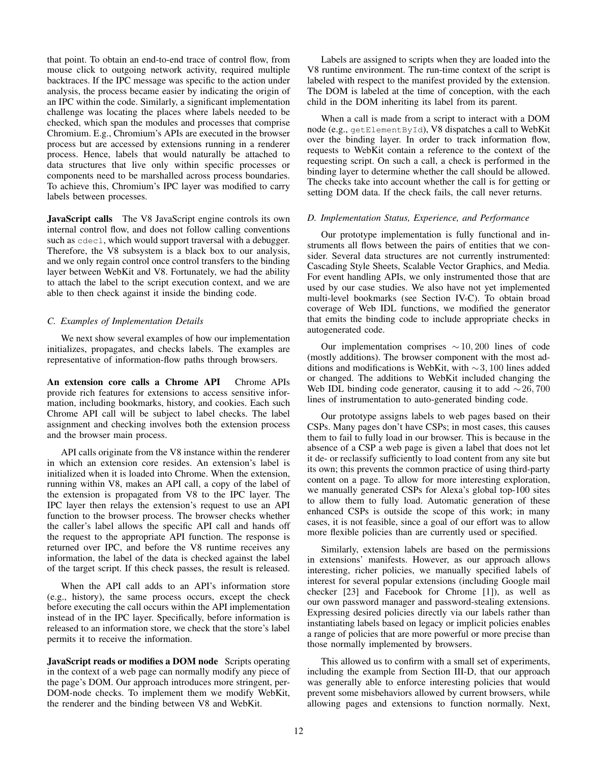that point. To obtain an end-to-end trace of control flow, from mouse click to outgoing network activity, required multiple backtraces. If the IPC message was specific to the action under analysis, the process became easier by indicating the origin of an IPC within the code. Similarly, a significant implementation challenge was locating the places where labels needed to be checked, which span the modules and processes that comprise Chromium. E.g., Chromium's APIs are executed in the browser process but are accessed by extensions running in a renderer process. Hence, labels that would naturally be attached to data structures that live only within specific processes or components need to be marshalled across process boundaries. To achieve this, Chromium's IPC layer was modified to carry labels between processes.

**JavaScript calls** The V8 JavaScript engine controls its own internal control flow, and does not follow calling conventions such as `cdecl`, which would support traversal with a debugger. Therefore, the V8 subsystem is a black box to our analysis, and we only regain control once control transfers to the binding layer between WebKit and V8. Fortunately, we had the ability to attach the label to the script execution context, and we are able to then check against it inside the binding code.

### C. Examples of Implementation Details

We next show several examples of how our implementation initializes, propagates, and checks labels. The examples are representative of information-flow paths through browsers.

**An extension core calls a Chrome API** Chrome APIs provide rich features for extensions to access sensitive information, including bookmarks, history, and cookies. Each such Chrome API call will be subject to label checks. The label assignment and checking involves both the extension process and the browser main process.

API calls originate from the V8 instance within the renderer in which an extension core resides. An extension's label is initialized when it is loaded into Chrome. When the extension, running within V8, makes an API call, a copy of the label of the extension is propagated from V8 to the IPC layer. The IPC layer then relays the extension's request to use an API function to the browser process. The browser checks whether the caller's label allows the specific API call and hands off the request to the appropriate API function. The response is returned over IPC, and before the V8 runtime receives any information, the label of the data is checked against the label of the target script. If this check passes, the result is released.

When the API call adds to an API's information store (e.g., history), the same process occurs, except the check before executing the call occurs within the API implementation instead of in the IPC layer. Specifically, before information is released to an information store, we check that the store's label permits it to receive the information.

**JavaScript reads or modifies a DOM node** Scripts operating in the context of a web page can normally modify any piece of the page's DOM. Our approach introduces more stringent, per-DOM-node checks. To implement them we modify WebKit, the renderer and the binding between V8 and WebKit.

Labels are assigned to scripts when they are loaded into the V8 runtime environment. The run-time context of the script is labeled with respect to the manifest provided by the extension. The DOM is labeled at the time of conception, with the each child in the DOM inheriting its label from its parent.

When a call is made from a script to interact with a DOM node (e.g., `getElementById`), V8 dispatches a call to WebKit over the binding layer. In order to track information flow, requests to WebKit contain a reference to the context of the requesting script. On such a call, a check is performed in the binding layer to determine whether the call should be allowed. The checks take into account whether the call is for getting or setting DOM data. If the check fails, the call never returns.

### D. Implementation Status, Experience, and Performance

Our prototype implementation is fully functional and instruments all flows between the pairs of entities that we consider. Several data structures are not currently instrumented: Cascading Style Sheets, Scalable Vector Graphics, and Media. For event handling APIs, we only instrumented those that are used by our case studies. We also have not yet implemented multi-level bookmarks (see Section IV-C). To obtain broad coverage of Web IDL functions, we modified the generator that emits the binding code to include appropriate checks in autogenerated code.

Our implementation comprises $\sim 10,200$ lines of code (mostly additions). The browser component with the most additions and modifications is WebKit, with $\sim 3,100$ lines added or changed. The additions to WebKit included changing the Web IDL binding code generator, causing it to add $\sim 26,700$ lines of instrumentation to auto-generated binding code.

Our prototype assigns labels to web pages based on their CSPs. Many pages don't have CSPs; in most cases, this causes them to fail to fully load in our browser. This is because in the absence of a CSP a web page is given a label that does not let it de- or reclassify sufficiently to load content from any site but its own; this prevents the common practice of using third-party content on a page. To allow for more interesting exploration, we manually generated CSPs for Alexa's global top-100 sites to allow them to fully load. Automatic generation of these enhanced CSPs is outside the scope of this work; in many cases, it is not feasible, since a goal of our effort was to allow more flexible policies than are currently used or specified.

Similarly, extension labels are based on the permissions in extensions' manifests. However, as our approach allows interesting, richer policies, we manually specified labels of interest for several popular extensions (including Google mail checker [23] and Facebook for Chrome [1]), as well as our own password manager and password-stealing extensions. Expressing desired policies directly via our labels rather than instantiating labels based on legacy or implicit policies enables a range of policies that are more powerful or more precise than those normally implemented by browsers.

This allowed us to confirm with a small set of experiments, including the example from Section III-D, that our approach was generally able to enforce interesting policies that would prevent some misbehaviors allowed by current browsers, while allowing pages and extensions to function normally. Next,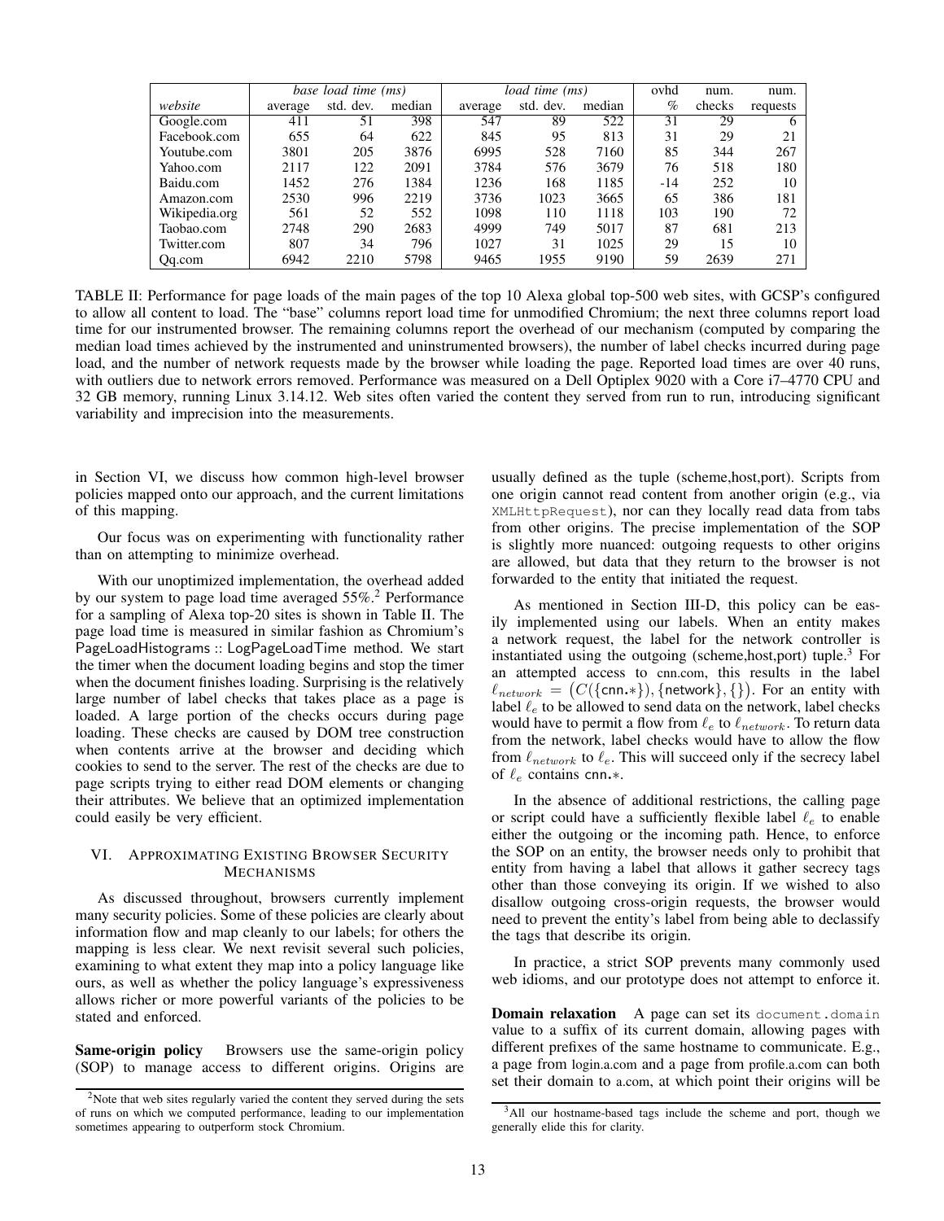| | *base load time (ms)* | | | *load time (ms)* | | | ovhd | num. | num. |
|---|---|---|---|---|---|---|---|---|---|
| *website* | average | std. dev. | median | average | std. dev. | median | % | checks | requests |
| Google.com | 411 | 51 | 398 | 547 | 89 | 522 | 31 | 29 | 6 |
| Facebook.com | 655 | 64 | 622 | 845 | 95 | 813 | 31 | 29 | 21 |
| Youtube.com | 3801 | 205 | 3876 | 6995 | 528 | 7160 | 85 | 344 | 267 |
| Yahoo.com | 2117 | 122 | 2091 | 3784 | 576 | 3679 | 76 | 518 | 180 |
| Baidu.com | 1452 | 276 | 1384 | 1236 | 168 | 1185 | -14 | 252 | 10 |
| Amazon.com | 2530 | 996 | 2219 | 3736 | 1023 | 3665 | 65 | 386 | 181 |
| Wikipedia.org | 561 | 52 | 552 | 1098 | 110 | 1118 | 103 | 190 | 72 |
| Taobao.com | 2748 | 290 | 2683 | 4999 | 749 | 5017 | 87 | 681 | 213 |
| Twitter.com | 807 | 34 | 796 | 1027 | 31 | 1025 | 29 | 15 | 10 |
| Qq.com | 6942 | 2210 | 5798 | 9465 | 1955 | 9190 | 59 | 2639 | 271 |

TABLE II: Performance for page loads of the main pages of the top 10 Alexa global top-500 web sites, with GCSP's configured to allow all content to load. The "base" columns report load time for unmodified Chromium; the next three columns report load time for our instrumented browser. The remaining columns report the overhead of our mechanism (computed by comparing the median load times achieved by the instrumented and uninstrumented browsers), the number of label checks incurred during page load, and the number of network requests made by the browser while loading the page. Reported load times are over 40 runs, with outliers due to network errors removed. Performance was measured on a Dell Optiplex 9020 with a Core i7–4770 CPU and 32 GB memory, running Linux 3.14.12. Web sites often varied the content they served from run to run, introducing significant variability and imprecision into the measurements.

in Section VI, we discuss how common high-level browser policies mapped onto our approach, and the current limitations of this mapping.

Our focus was on experimenting with functionality rather than on attempting to minimize overhead.

With our unoptimized implementation, the overhead added by our system to page load time averaged 55%.[2] Performance for a sampling of Alexa top-20 sites is shown in Table II. The page load time is measured in similar fashion as Chromium's PageLoadHistograms :: LogPageLoadTime method. We start the timer when the document loading begins and stop the timer when the document finishes loading. Surprising is the relatively large number of label checks that takes place as a page is loaded. A large portion of the checks occurs during page loading. These checks are caused by DOM tree construction when contents arrive at the browser and deciding which cookies to send to the server. The rest of the checks are due to page scripts trying to either read DOM elements or changing their attributes. We believe that an optimized implementation could easily be very efficient.

## VI. Approximating Existing Browser Security Mechanisms

As discussed throughout, browsers currently implement many security policies. Some of these policies are clearly about information flow and map cleanly to our labels; for others the mapping is less clear. We next revisit several such policies, examining to what extent they map into a policy language like ours, as well as whether the policy language's expressiveness allows richer or more powerful variants of the policies to be stated and enforced.

**Same-origin policy** Browsers use the same-origin policy (SOP) to manage access to different origins. Origins are usually defined as the tuple (scheme,host,port). Scripts from one origin cannot read content from another origin (e.g., via `XMLHttpRequest`), nor can they locally read data from tabs from other origins. The precise implementation of the SOP is slightly more nuanced: outgoing requests to other origins are allowed, but data that they return to the browser is not forwarded to the entity that initiated the request.

As mentioned in Section III-D, this policy can be easily implemented using our labels. When an entity makes a network request, the label for the network controller is instantiated using the outgoing (scheme,host,port) tuple.[3] For an attempted access to cnn.com, this results in the label $\ell_{network} = \big(C(\{\mathsf{cnn.*}\}), \{\mathsf{network}\}, \{\}\big)$. For an entity with label $\ell_e$ to be allowed to send data on the network, label checks would have to permit a flow from $\ell_e$ to $\ell_{network}$. To return data from the network, label checks would have to allow the flow from $\ell_{network}$ to $\ell_e$. This will succeed only if the secrecy label of $\ell_e$ contains cnn.∗.

In the absence of additional restrictions, the calling page or script could have a sufficiently flexible label $\ell_e$ to enable either the outgoing or the incoming path. Hence, to enforce the SOP on an entity, the browser needs only to prohibit that entity from having a label that allows it gather secrecy tags other than those conveying its origin. If we wished to also disallow outgoing cross-origin requests, the browser would need to prevent the entity's label from being able to declassify the tags that describe its origin.

In practice, a strict SOP prevents many commonly used web idioms, and our prototype does not attempt to enforce it.

**Domain relaxation** A page can set its `document.domain` value to a suffix of its current domain, allowing pages with different prefixes of the same hostname to communicate. E.g., a page from login.a.com and a page from profile.a.com can both set their domain to a.com, at which point their origins will be

[2]Note that web sites regularly varied the content they served during the sets of runs on which we computed performance, leading to our implementation sometimes appearing to outperform stock Chromium.

[3]All our hostname-based tags include the scheme and port, though we generally elide this for clarity.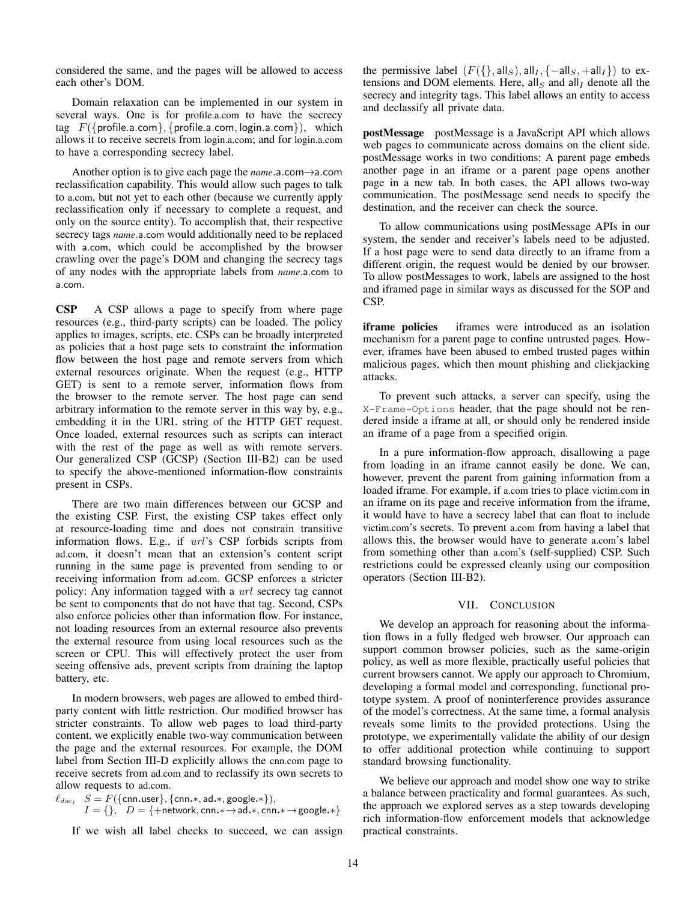considered the same, and the pages will be allowed to access each other's DOM.

Domain relaxation can be implemented in our system in several ways. One is for profile.a.com to have the secrecy tag $F(\{\text{profile.a.com}\}, \{\text{profile.a.com}, \text{login.a.com}\})$, which allows it to receive secrets from login.a.com; and for login.a.com to have a corresponding secrecy label.

Another option is to give each page the *name*.a.com→a.com reclassification capability. This would allow such pages to talk to a.com, but not yet to each other (because we currently apply reclassification only if necessary to complete a request, and only on the source entity). To accomplish that, their respective secrecy tags *name*.a.com would additionally need to be replaced with a.com, which could be accomplished by the browser crawling over the page's DOM and changing the secrecy tags of any nodes with the appropriate labels from *name*.a.com to a.com.

**CSP** A CSP allows a page to specify from where page resources (e.g., third-party scripts) can be loaded. The policy applies to images, scripts, etc. CSPs can be broadly interpreted as policies that a host page sets to constraint the information flow between the host page and remote servers from which external resources originate. When the request (e.g., HTTP GET) is sent to a remote server, information flows from the browser to the remote server. The host page can send arbitrary information to the remote server in this way by, e.g., embedding it in the URL string of the HTTP GET request. Once loaded, external resources such as scripts can interact with the rest of the page as well as with remote servers. Our generalized CSP (GCSP) (Section III-B2) can be used to specify the above-mentioned information-flow constraints present in CSPs.

There are two main differences between our GCSP and the existing CSP. First, the existing CSP takes effect only at resource-loading time and does not constrain transitive information flows. E.g., if $url$'s CSP forbids scripts from ad.com, it doesn't mean that an extension's content script running in the same page is prevented from sending to or receiving information from ad.com. GCSP enforces a stricter policy: Any information tagged with a $url$ secrecy tag cannot be sent to components that do not have that tag. Second, CSPs also enforce policies other than information flow. For instance, not loading resources from an external resource also prevents the external resource from using local resources such as the screen or CPU. This will effectively protect the user from seeing offensive ads, prevent scripts from draining the laptop battery, etc.

In modern browsers, web pages are allowed to embed third-party content with little restriction. Our modified browser has stricter constraints. To allow web pages to load third-party content, we explicitly enable two-way communication between the page and the external resources. For example, the DOM label from Section III-D explicitly allows the cnn.com page to receive secrets from ad.com and to reclassify its own secrets to allow requests to ad.com.

$$\ell_{doc_1} \quad S = F(\{\text{cnn.user}\}, \{\text{cnn.}*, \text{ad.}*, \text{google.}*\}),$$
$$I = \{\}, \quad D = \{+\text{network}, \text{cnn.}* \to \text{ad.}*, \text{cnn.}* \to \text{google.}*\}$$

If we wish all label checks to succeed, we can assign the permissive label $(F(\{\}, \text{all}_S), \text{all}_I, \{-\text{all}_S, +\text{all}_I\})$ to extensions and DOM elements. Here, $\text{all}_S$ and $\text{all}_I$ denote all the secrecy and integrity tags. This label allows an entity to access and declassify all private data.

**postMessage** postMessage is a JavaScript API which allows web pages to communicate across domains on the client side. postMessage works in two conditions: A parent page embeds another page in an iframe or a parent page opens another page in a new tab. In both cases, the API allows two-way communication. The postMessage send needs to specify the destination, and the receiver can check the source.

To allow communications using postMessage APIs in our system, the sender and receiver's labels need to be adjusted. If a host page were to send data directly to an iframe from a different origin, the request would be denied by our browser. To allow postMessages to work, labels are assigned to the host and iframed page in similar ways as discussed for the SOP and CSP.

**iframe policies** iframes were introduced as an isolation mechanism for a parent page to confine untrusted pages. However, iframes have been abused to embed trusted pages within malicious pages, which then mount phishing and clickjacking attacks.

To prevent such attacks, a server can specify, using the `X-Frame-Options` header, that the page should not be rendered inside a iframe at all, or should only be rendered inside an iframe of a page from a specified origin.

In a pure information-flow approach, disallowing a page from loading in an iframe cannot easily be done. We can, however, prevent the parent from gaining information from a loaded iframe. For example, if a.com tries to place victim.com in an iframe on its page and receive information from the iframe, it would have to have a secrecy label that can float to include victim.com's secrets. To prevent a.com from having a label that allows this, the browser would have to generate a.com's label from something other than a.com's (self-supplied) CSP. Such restrictions could be expressed cleanly using our composition operators (Section III-B2).

## VII. Conclusion

We develop an approach for reasoning about the information flows in a fully fledged web browser. Our approach can support common browser policies, such as the same-origin policy, as well as more flexible, practically useful policies that current browsers cannot. We apply our approach to Chromium, developing a formal model and corresponding, functional prototype system. A proof of noninterference provides assurance of the model's correctness. At the same time, a formal analysis reveals some limits to the provided protections. Using the prototype, we experimentally validate the ability of our design to offer additional protection while continuing to support standard browsing functionality.

We believe our approach and model show one way to strike a balance between practicality and formal guarantees. As such, the approach we explored serves as a step towards developing rich information-flow enforcement models that acknowledge practical constraints.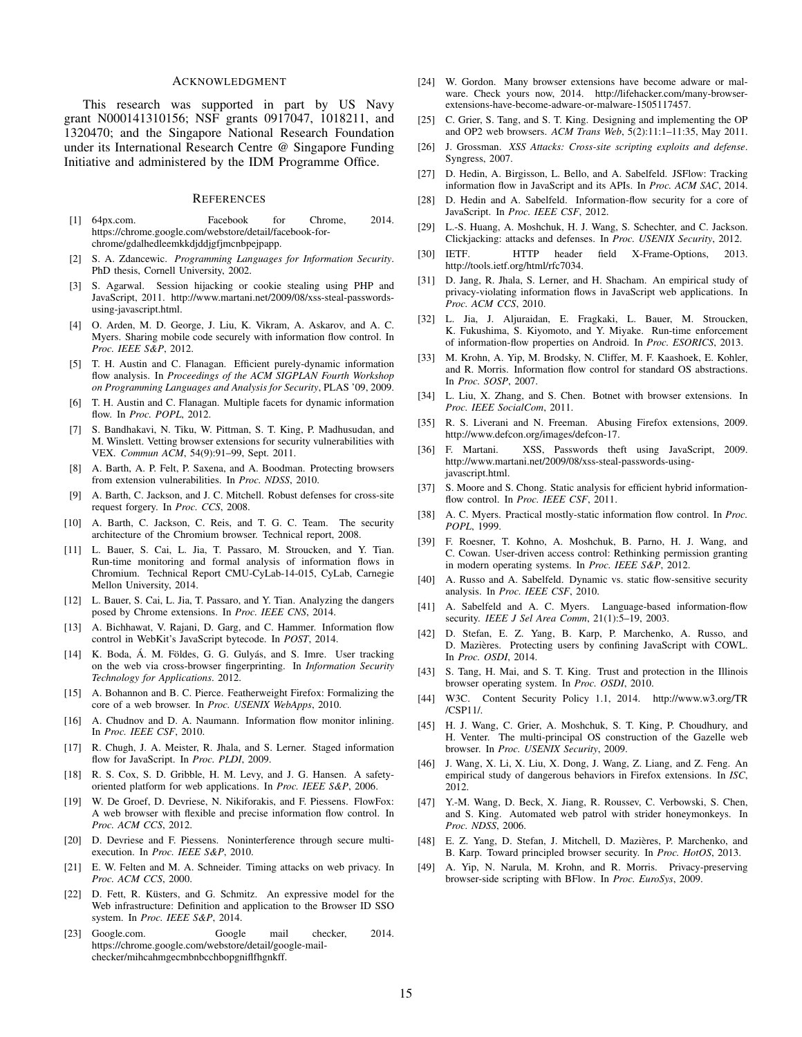## Acknowledgment

This research was supported in part by US Navy grant N000141310156; NSF grants 0917047, 1018211, and 1320470; and the Singapore National Research Foundation under its International Research Centre @ Singapore Funding Initiative and administered by the IDM Programme Office.

## References

[1] 64px.com. Facebook for Chrome, 2014. https://chrome.google.com/webstore/detail/facebook-for-chrome/gdalhedleemkkdjddjgfjmcnbpejpapp.

[2] S. A. Zdancewic. *Programming Languages for Information Security*. PhD thesis, Cornell University, 2002.

[3] S. Agarwal. Session hijacking or cookie stealing using PHP and JavaScript, 2011. http://www.martani.net/2009/08/xss-steal-passwords-using-javascript.html.

[4] O. Arden, M. D. George, J. Liu, K. Vikram, A. Askarov, and A. C. Myers. Sharing mobile code securely with information flow control. In *Proc. IEEE S&P*, 2012.

[5] T. H. Austin and C. Flanagan. Efficient purely-dynamic information flow analysis. In *Proceedings of the ACM SIGPLAN Fourth Workshop on Programming Languages and Analysis for Security*, PLAS '09, 2009.

[6] T. H. Austin and C. Flanagan. Multiple facets for dynamic information flow. In *Proc. POPL*, 2012.

[7] S. Bandhakavi, N. Tiku, W. Pittman, S. T. King, P. Madhusudan, and M. Winslett. Vetting browser extensions for security vulnerabilities with VEX. *Commun ACM*, 54(9):91–99, Sept. 2011.

[8] A. Barth, A. P. Felt, P. Saxena, and A. Boodman. Protecting browsers from extension vulnerabilities. In *Proc. NDSS*, 2010.

[9] A. Barth, C. Jackson, and J. C. Mitchell. Robust defenses for cross-site request forgery. In *Proc. CCS*, 2008.

[10] A. Barth, C. Jackson, C. Reis, and T. G. C. Team. The security architecture of the Chromium browser. Technical report, 2008.

[11] L. Bauer, S. Cai, L. Jia, T. Passaro, M. Stroucken, and Y. Tian. Run-time monitoring and formal analysis of information flows in Chromium. Technical Report CMU-CyLab-14-015, CyLab, Carnegie Mellon University, 2014.

[12] L. Bauer, S. Cai, L. Jia, T. Passaro, and Y. Tian. Analyzing the dangers posed by Chrome extensions. In *Proc. IEEE CNS*, 2014.

[13] A. Bichhawat, V. Rajani, D. Garg, and C. Hammer. Information flow control in WebKit's JavaScript bytecode. In *POST*, 2014.

[14] K. Boda, Á. M. Földes, G. G. Gulyás, and S. Imre. User tracking on the web via cross-browser fingerprinting. In *Information Security Technology for Applications*. 2012.

[15] A. Bohannon and B. C. Pierce. Featherweight Firefox: Formalizing the core of a web browser. In *Proc. USENIX WebApps*, 2010.

[16] A. Chudnov and D. A. Naumann. Information flow monitor inlining. In *Proc. IEEE CSF*, 2010.

[17] R. Chugh, J. A. Meister, R. Jhala, and S. Lerner. Staged information flow for JavaScript. In *Proc. PLDI*, 2009.

[18] R. S. Cox, S. D. Gribble, H. M. Levy, and J. G. Hansen. A safety-oriented platform for web applications. In *Proc. IEEE S&P*, 2006.

[19] W. De Groef, D. Devriese, N. Nikiforakis, and F. Piessens. FlowFox: A web browser with flexible and precise information flow control. In *Proc. ACM CCS*, 2012.

[20] D. Devriese and F. Piessens. Noninterference through secure multi-execution. In *Proc. IEEE S&P*, 2010.

[21] E. W. Felten and M. A. Schneider. Timing attacks on web privacy. In *Proc. ACM CCS*, 2000.

[22] D. Fett, R. Küsters, and G. Schmitz. An expressive model for the Web infrastructure: Definition and application to the Browser ID SSO system. In *Proc. IEEE S&P*, 2014.

[23] Google.com. Google mail checker, 2014. https://chrome.google.com/webstore/detail/google-mail-checker/mihcahmgecmbnbcchbopgniflfhgnkff.

[24] W. Gordon. Many browser extensions have become adware or malware. Check yours now, 2014. http://lifehacker.com/many-browser-extensions-have-become-adware-or-malware-1505117457.

[25] C. Grier, S. Tang, and S. T. King. Designing and implementing the OP and OP2 web browsers. *ACM Trans Web*, 5(2):11:1–11:35, May 2011.

[26] J. Grossman. *XSS Attacks: Cross-site scripting exploits and defense*. Syngress, 2007.

[27] D. Hedin, A. Birgisson, L. Bello, and A. Sabelfeld. JSFlow: Tracking information flow in JavaScript and its APIs. In *Proc. ACM SAC*, 2014.

[28] D. Hedin and A. Sabelfeld. Information-flow security for a core of JavaScript. In *Proc. IEEE CSF*, 2012.

[29] L.-S. Huang, A. Moshchuk, H. J. Wang, S. Schechter, and C. Jackson. Clickjacking: attacks and defenses. In *Proc. USENIX Security*, 2012.

[30] IETF. HTTP header field X-Frame-Options, 2013. http://tools.ietf.org/html/rfc7034.

[31] D. Jang, R. Jhala, S. Lerner, and H. Shacham. An empirical study of privacy-violating information flows in JavaScript web applications. In *Proc. ACM CCS*, 2010.

[32] L. Jia, J. Aljuraidan, E. Fragkaki, L. Bauer, M. Stroucken, K. Fukushima, S. Kiyomoto, and Y. Miyake. Run-time enforcement of information-flow properties on Android. In *Proc. ESORICS*, 2013.

[33] M. Krohn, A. Yip, M. Brodsky, N. Cliffer, M. F. Kaashoek, E. Kohler, and R. Morris. Information flow control for standard OS abstractions. In *Proc. SOSP*, 2007.

[34] L. Liu, X. Zhang, and S. Chen. Botnet with browser extensions. In *Proc. IEEE SocialCom*, 2011.

[35] R. S. Liverani and N. Freeman. Abusing Firefox extensions, 2009. http://www.defcon.org/images/defcon-17.

[36] F. Martani. XSS, Passwords theft using JavaScript, 2009. http://www.martani.net/2009/08/xss-steal-passwords-using-javascript.html.

[37] S. Moore and S. Chong. Static analysis for efficient hybrid information-flow control. In *Proc. IEEE CSF*, 2011.

[38] A. C. Myers. Practical mostly-static information flow control. In *Proc. POPL*, 1999.

[39] F. Roesner, T. Kohno, A. Moshchuk, B. Parno, H. J. Wang, and C. Cowan. User-driven access control: Rethinking permission granting in modern operating systems. In *Proc. IEEE S&P*, 2012.

[40] A. Russo and A. Sabelfeld. Dynamic vs. static flow-sensitive security analysis. In *Proc. IEEE CSF*, 2010.

[41] A. Sabelfeld and A. C. Myers. Language-based information-flow security. *IEEE J Sel Area Comm*, 21(1):5–19, 2003.

[42] D. Stefan, E. Z. Yang, B. Karp, P. Marchenko, A. Russo, and D. Mazières. Protecting users by confining JavaScript with COWL. In *Proc. OSDI*, 2014.

[43] S. Tang, H. Mai, and S. T. King. Trust and protection in the Illinois browser operating system. In *Proc. OSDI*, 2010.

[44] W3C. Content Security Policy 1.1, 2014. http://www.w3.org/TR/CSP11/.

[45] H. J. Wang, C. Grier, A. Moshchuk, S. T. King, P. Choudhury, and H. Venter. The multi-principal OS construction of the Gazelle web browser. In *Proc. USENIX Security*, 2009.

[46] J. Wang, X. Li, X. Liu, X. Dong, J. Wang, Z. Liang, and Z. Feng. An empirical study of dangerous behaviors in Firefox extensions. In *ISC*, 2012.

[47] Y.-M. Wang, D. Beck, X. Jiang, R. Roussev, C. Verbowski, S. Chen, and S. King. Automated web patrol with strider honeymonkeys. In *Proc. NDSS*, 2006.

[48] E. Z. Yang, D. Stefan, J. Mitchell, D. Mazières, P. Marchenko, and B. Karp. Toward principled browser security. In *Proc. HotOS*, 2013.

[49] A. Yip, N. Narula, M. Krohn, and R. Morris. Privacy-preserving browser-side scripting with BFlow. In *Proc. EuroSys*, 2009.